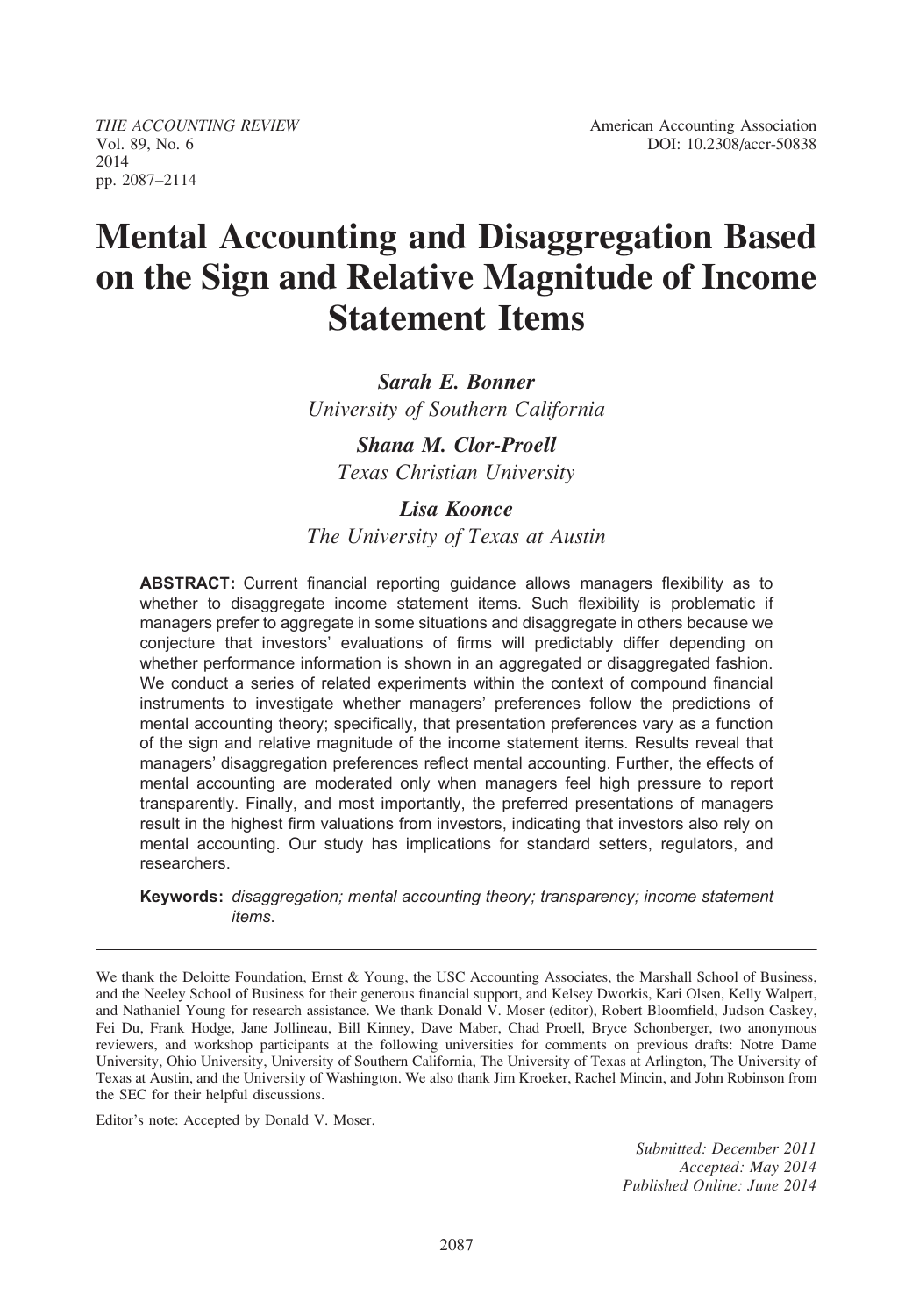THE ACCOUNTING REVIEW
Vol. 89, No. 6
2014
pp. 2087–2114

American Accounting Association
DOI: 10.2308/accr-50838

# Mental Accounting and Disaggregation Based on the Sign and Relative Magnitude of Income Statement Items

***Sarah E. Bonner***
*University of Southern California*

***Shana M. Clor-Proell***
*Texas Christian University*

***Lisa Koonce***
*The University of Texas at Austin*

**ABSTRACT:** Current financial reporting guidance allows managers flexibility as to whether to disaggregate income statement items. Such flexibility is problematic if managers prefer to aggregate in some situations and disaggregate in others because we conjecture that investors' evaluations of firms will predictably differ depending on whether performance information is shown in an aggregated or disaggregated fashion. We conduct a series of related experiments within the context of compound financial instruments to investigate whether managers' preferences follow the predictions of mental accounting theory; specifically, that presentation preferences vary as a function of the sign and relative magnitude of the income statement items. Results reveal that managers' disaggregation preferences reflect mental accounting. Further, the effects of mental accounting are moderated only when managers feel high pressure to report transparently. Finally, and most importantly, the preferred presentations of managers result in the highest firm valuations from investors, indicating that investors also rely on mental accounting. Our study has implications for standard setters, regulators, and researchers.

**Keywords:** *disaggregation; mental accounting theory; transparency; income statement items.*

---

We thank the Deloitte Foundation, Ernst & Young, the USC Accounting Associates, the Marshall School of Business, and the Neeley School of Business for their generous financial support, and Kelsey Dworkis, Kari Olsen, Kelly Walpert, and Nathaniel Young for research assistance. We thank Donald V. Moser (editor), Robert Bloomfield, Judson Caskey, Fei Du, Frank Hodge, Jane Jollineau, Bill Kinney, Dave Maber, Chad Proell, Bryce Schonberger, two anonymous reviewers, and workshop participants at the following universities for comments on previous drafts: Notre Dame University, Ohio University, University of Southern California, The University of Texas at Arlington, The University of Texas at Austin, and the University of Washington. We also thank Jim Kroeker, Rachel Mincin, and John Robinson from the SEC for their helpful discussions.

Editor's note: Accepted by Donald V. Moser.

*Submitted: December 2011*
*Accepted: May 2014*
*Published Online: June 2014*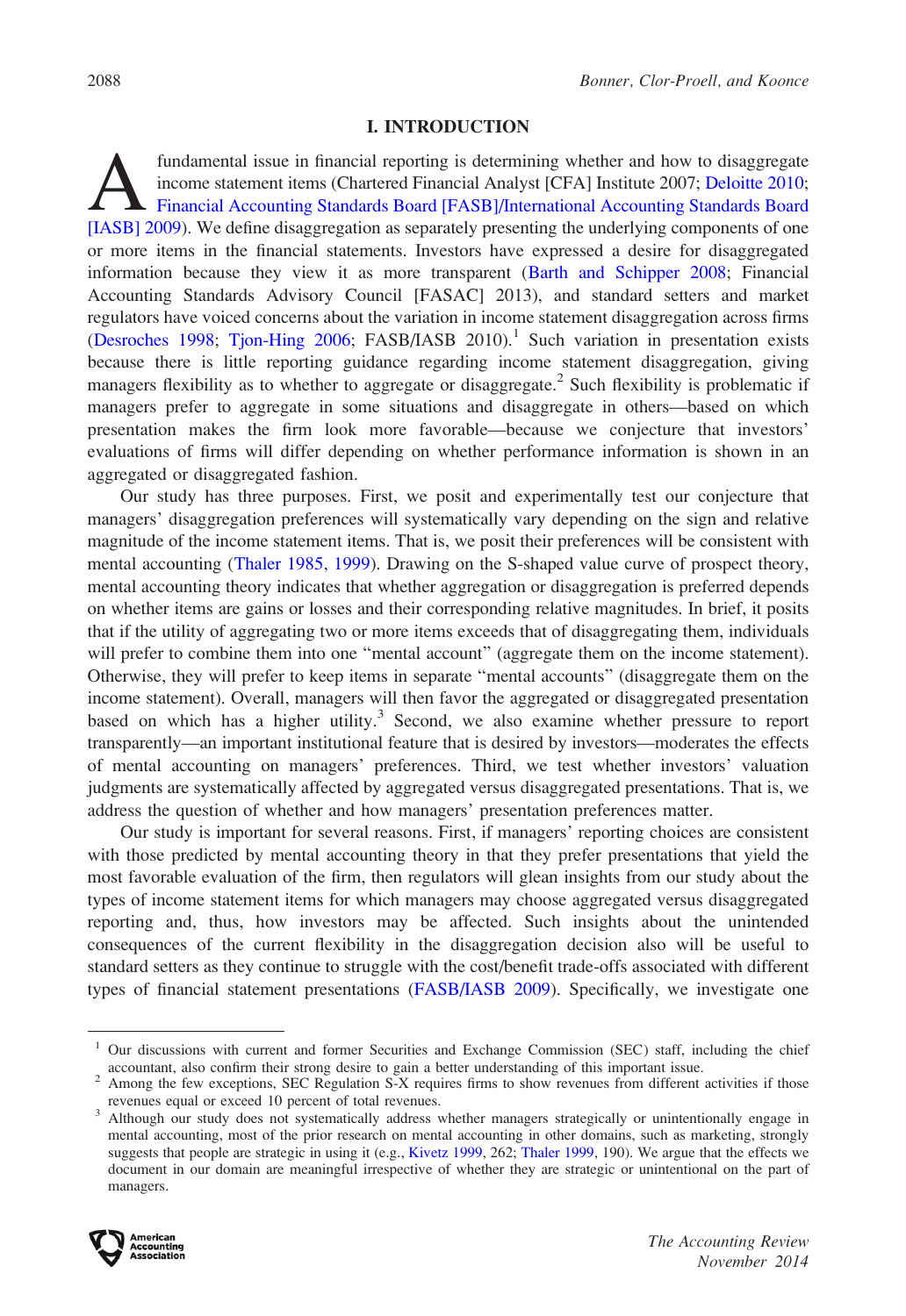## I. INTRODUCTION

A fundamental issue in financial reporting is determining whether and how to disaggregate income statement items (Chartered Financial Analyst [CFA] Institute 2007; Deloitte 2010; Financial Accounting Standards Board [FASB]/International Accounting Standards Board [IASB] 2009). We define disaggregation as separately presenting the underlying components of one or more items in the financial statements. Investors have expressed a desire for disaggregated information because they view it as more transparent (Barth and Schipper 2008; Financial Accounting Standards Advisory Council [FASAC] 2013), and standard setters and market regulators have voiced concerns about the variation in income statement disaggregation across firms (Desroches 1998; Tjon-Hing 2006; FASB/IASB 2010).[1] Such variation in presentation exists because there is little reporting guidance regarding income statement disaggregation, giving managers flexibility as to whether to aggregate or disaggregate.[2] Such flexibility is problematic if managers prefer to aggregate in some situations and disaggregate in others—based on which presentation makes the firm look more favorable—because we conjecture that investors' evaluations of firms will differ depending on whether performance information is shown in an aggregated or disaggregated fashion.

Our study has three purposes. First, we posit and experimentally test our conjecture that managers' disaggregation preferences will systematically vary depending on the sign and relative magnitude of the income statement items. That is, we posit their preferences will be consistent with mental accounting (Thaler 1985, 1999). Drawing on the S-shaped value curve of prospect theory, mental accounting theory indicates that whether aggregation or disaggregation is preferred depends on whether items are gains or losses and their corresponding relative magnitudes. In brief, it posits that if the utility of aggregating two or more items exceeds that of disaggregating them, individuals will prefer to combine them into one "mental account" (aggregate them on the income statement). Otherwise, they will prefer to keep items in separate "mental accounts" (disaggregate them on the income statement). Overall, managers will then favor the aggregated or disaggregated presentation based on which has a higher utility.[3] Second, we also examine whether pressure to report transparently—an important institutional feature that is desired by investors—moderates the effects of mental accounting on managers' preferences. Third, we test whether investors' valuation judgments are systematically affected by aggregated versus disaggregated presentations. That is, we address the question of whether and how managers' presentation preferences matter.

Our study is important for several reasons. First, if managers' reporting choices are consistent with those predicted by mental accounting theory in that they prefer presentations that yield the most favorable evaluation of the firm, then regulators will glean insights from our study about the types of income statement items for which managers may choose aggregated versus disaggregated reporting and, thus, how investors may be affected. Such insights about the unintended consequences of the current flexibility in the disaggregation decision also will be useful to standard setters as they continue to struggle with the cost/benefit trade-offs associated with different types of financial statement presentations (FASB/IASB 2009). Specifically, we investigate one

---

[1] Our discussions with current and former Securities and Exchange Commission (SEC) staff, including the chief accountant, also confirm their strong desire to gain a better understanding of this important issue.

[2] Among the few exceptions, SEC Regulation S-X requires firms to show revenues from different activities if those revenues equal or exceed 10 percent of total revenues.

[3] Although our study does not systematically address whether managers strategically or unintentionally engage in mental accounting, most of the prior research on mental accounting in other domains, such as marketing, strongly suggests that people are strategic in using it (e.g., Kivetz 1999, 262; Thaler 1999, 190). We argue that the effects we document in our domain are meaningful irrespective of whether they are strategic or unintentional on the part of managers.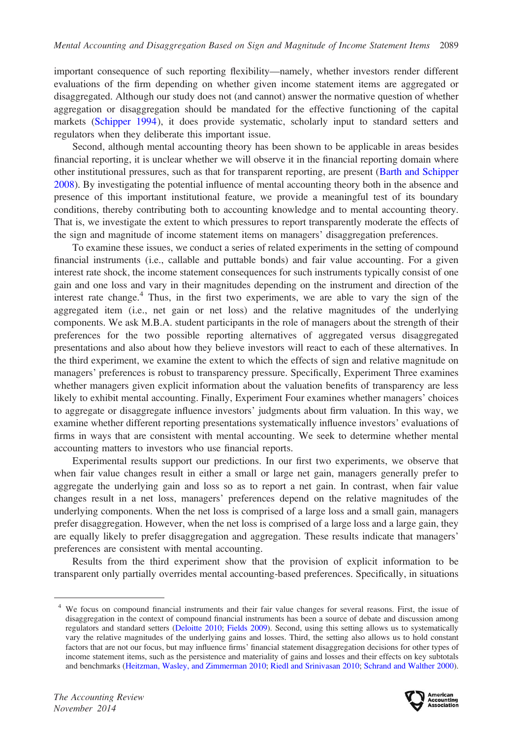important consequence of such reporting flexibility—namely, whether investors render different evaluations of the firm depending on whether given income statement items are aggregated or disaggregated. Although our study does not (and cannot) answer the normative question of whether aggregation or disaggregation should be mandated for the effective functioning of the capital markets (Schipper 1994), it does provide systematic, scholarly input to standard setters and regulators when they deliberate this important issue.

Second, although mental accounting theory has been shown to be applicable in areas besides financial reporting, it is unclear whether we will observe it in the financial reporting domain where other institutional pressures, such as that for transparent reporting, are present (Barth and Schipper 2008). By investigating the potential influence of mental accounting theory both in the absence and presence of this important institutional feature, we provide a meaningful test of its boundary conditions, thereby contributing both to accounting knowledge and to mental accounting theory. That is, we investigate the extent to which pressures to report transparently moderate the effects of the sign and magnitude of income statement items on managers' disaggregation preferences.

To examine these issues, we conduct a series of related experiments in the setting of compound financial instruments (i.e., callable and puttable bonds) and fair value accounting. For a given interest rate shock, the income statement consequences for such instruments typically consist of one gain and one loss and vary in their magnitudes depending on the instrument and direction of the interest rate change.[4] Thus, in the first two experiments, we are able to vary the sign of the aggregated item (i.e., net gain or net loss) and the relative magnitudes of the underlying components. We ask M.B.A. student participants in the role of managers about the strength of their preferences for the two possible reporting alternatives of aggregated versus disaggregated presentations and also about how they believe investors will react to each of these alternatives. In the third experiment, we examine the extent to which the effects of sign and relative magnitude on managers' preferences is robust to transparency pressure. Specifically, Experiment Three examines whether managers given explicit information about the valuation benefits of transparency are less likely to exhibit mental accounting. Finally, Experiment Four examines whether managers' choices to aggregate or disaggregate influence investors' judgments about firm valuation. In this way, we examine whether different reporting presentations systematically influence investors' evaluations of firms in ways that are consistent with mental accounting. We seek to determine whether mental accounting matters to investors who use financial reports.

Experimental results support our predictions. In our first two experiments, we observe that when fair value changes result in either a small or large net gain, managers generally prefer to aggregate the underlying gain and loss so as to report a net gain. In contrast, when fair value changes result in a net loss, managers' preferences depend on the relative magnitudes of the underlying components. When the net loss is comprised of a large loss and a small gain, managers prefer disaggregation. However, when the net loss is comprised of a large loss and a large gain, they are equally likely to prefer disaggregation and aggregation. These results indicate that managers' preferences are consistent with mental accounting.

Results from the third experiment show that the provision of explicit information to be transparent only partially overrides mental accounting-based preferences. Specifically, in situations

[4] We focus on compound financial instruments and their fair value changes for several reasons. First, the issue of disaggregation in the context of compound financial instruments has been a source of debate and discussion among regulators and standard setters (Deloitte 2010; Fields 2009). Second, using this setting allows us to systematically vary the relative magnitudes of the underlying gains and losses. Third, the setting also allows us to hold constant factors that are not our focus, but may influence firms' financial statement disaggregation decisions for other types of income statement items, such as the persistence and materiality of gains and losses and their effects on key subtotals and benchmarks (Heitzman, Wasley, and Zimmerman 2010; Riedl and Srinivasan 2010; Schrand and Walther 2000).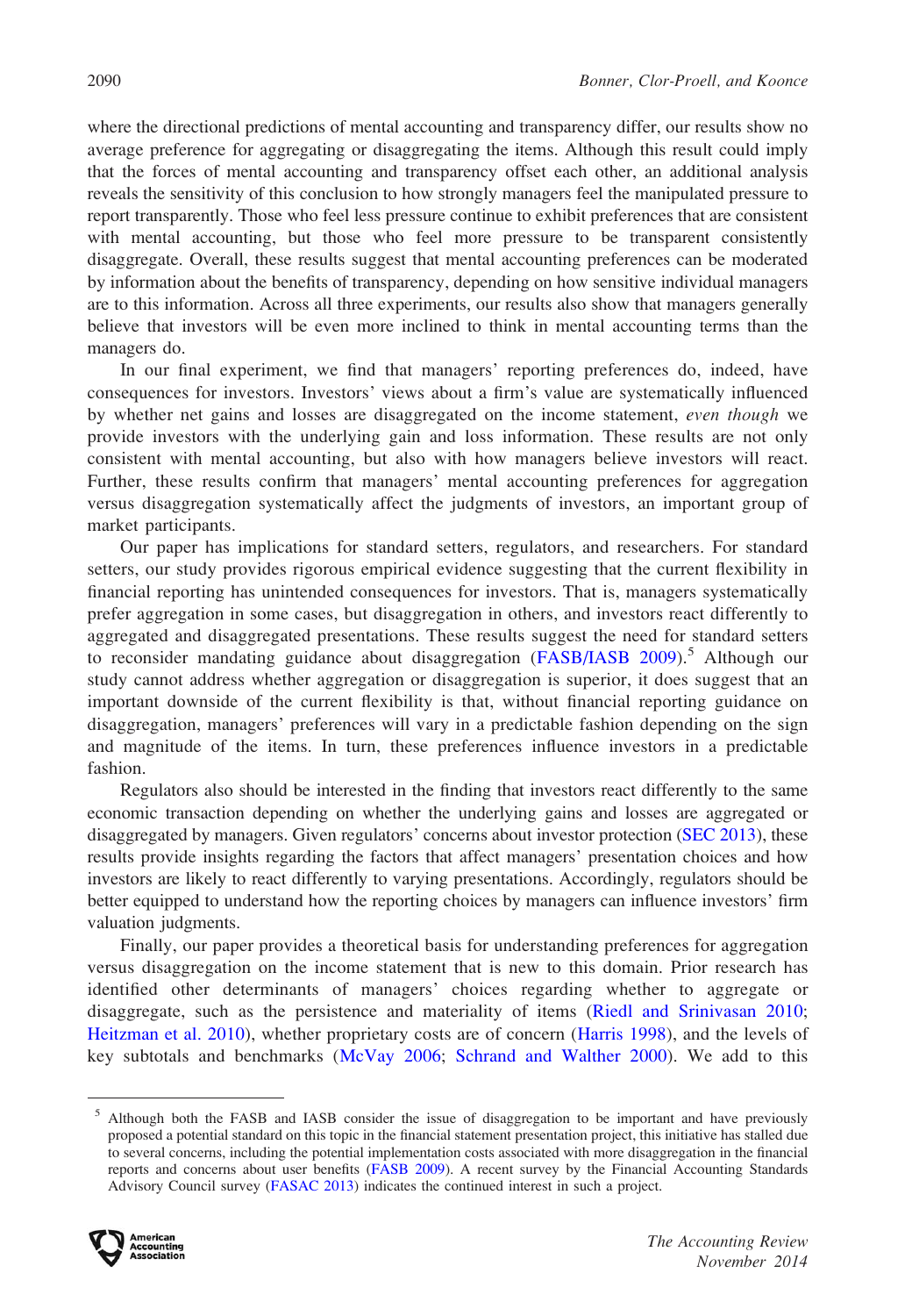where the directional predictions of mental accounting and transparency differ, our results show no average preference for aggregating or disaggregating the items. Although this result could imply that the forces of mental accounting and transparency offset each other, an additional analysis reveals the sensitivity of this conclusion to how strongly managers feel the manipulated pressure to report transparently. Those who feel less pressure continue to exhibit preferences that are consistent with mental accounting, but those who feel more pressure to be transparent consistently disaggregate. Overall, these results suggest that mental accounting preferences can be moderated by information about the benefits of transparency, depending on how sensitive individual managers are to this information. Across all three experiments, our results also show that managers generally believe that investors will be even more inclined to think in mental accounting terms than the managers do.

In our final experiment, we find that managers' reporting preferences do, indeed, have consequences for investors. Investors' views about a firm's value are systematically influenced by whether net gains and losses are disaggregated on the income statement, *even though* we provide investors with the underlying gain and loss information. These results are not only consistent with mental accounting, but also with how managers believe investors will react. Further, these results confirm that managers' mental accounting preferences for aggregation versus disaggregation systematically affect the judgments of investors, an important group of market participants.

Our paper has implications for standard setters, regulators, and researchers. For standard setters, our study provides rigorous empirical evidence suggesting that the current flexibility in financial reporting has unintended consequences for investors. That is, managers systematically prefer aggregation in some cases, but disaggregation in others, and investors react differently to aggregated and disaggregated presentations. These results suggest the need for standard setters to reconsider mandating guidance about disaggregation (FASB/IASB 2009).[5] Although our study cannot address whether aggregation or disaggregation is superior, it does suggest that an important downside of the current flexibility is that, without financial reporting guidance on disaggregation, managers' preferences will vary in a predictable fashion depending on the sign and magnitude of the items. In turn, these preferences influence investors in a predictable fashion.

Regulators also should be interested in the finding that investors react differently to the same economic transaction depending on whether the underlying gains and losses are aggregated or disaggregated by managers. Given regulators' concerns about investor protection (SEC 2013), these results provide insights regarding the factors that affect managers' presentation choices and how investors are likely to react differently to varying presentations. Accordingly, regulators should be better equipped to understand how the reporting choices by managers can influence investors' firm valuation judgments.

Finally, our paper provides a theoretical basis for understanding preferences for aggregation versus disaggregation on the income statement that is new to this domain. Prior research has identified other determinants of managers' choices regarding whether to aggregate or disaggregate, such as the persistence and materiality of items (Riedl and Srinivasan 2010; Heitzman et al. 2010), whether proprietary costs are of concern (Harris 1998), and the levels of key subtotals and benchmarks (McVay 2006; Schrand and Walther 2000). We add to this

[5] Although both the FASB and IASB consider the issue of disaggregation to be important and have previously proposed a potential standard on this topic in the financial statement presentation project, this initiative has stalled due to several concerns, including the potential implementation costs associated with more disaggregation in the financial reports and concerns about user benefits (FASB 2009). A recent survey by the Financial Accounting Standards Advisory Council survey (FASAC 2013) indicates the continued interest in such a project.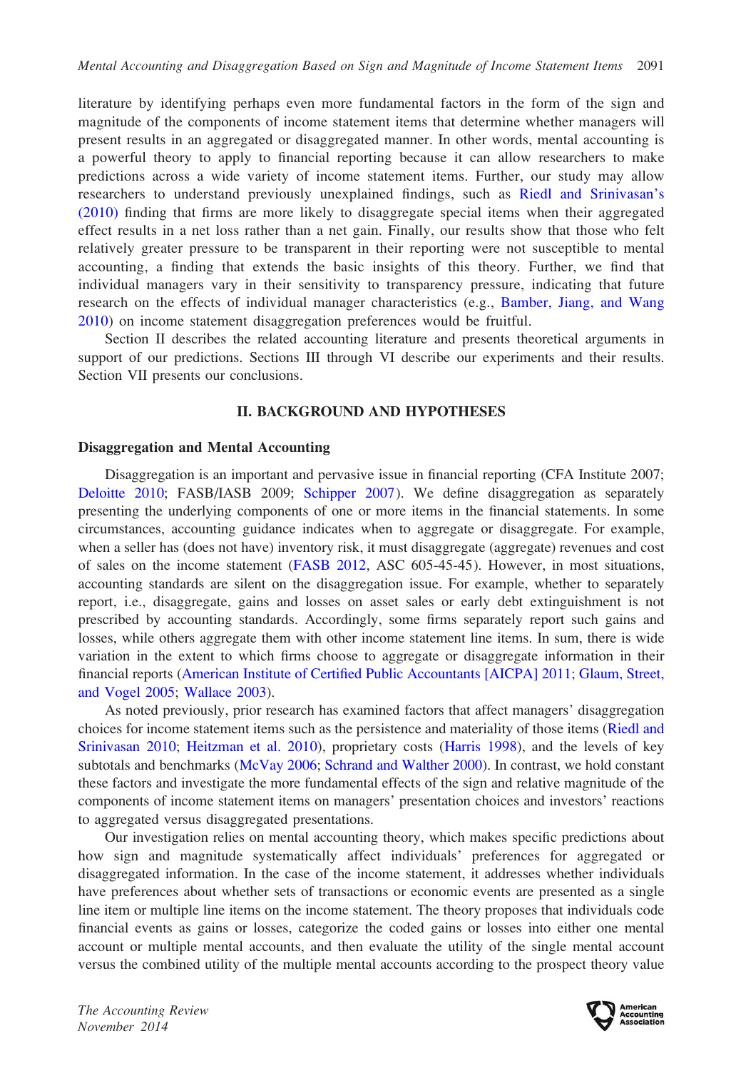literature by identifying perhaps even more fundamental factors in the form of the sign and magnitude of the components of income statement items that determine whether managers will present results in an aggregated or disaggregated manner. In other words, mental accounting is a powerful theory to apply to financial reporting because it can allow researchers to make predictions across a wide variety of income statement items. Further, our study may allow researchers to understand previously unexplained findings, such as Riedl and Srinivasan's (2010) finding that firms are more likely to disaggregate special items when their aggregated effect results in a net loss rather than a net gain. Finally, our results show that those who felt relatively greater pressure to be transparent in their reporting were not susceptible to mental accounting, a finding that extends the basic insights of this theory. Further, we find that individual managers vary in their sensitivity to transparency pressure, indicating that future research on the effects of individual manager characteristics (e.g., Bamber, Jiang, and Wang 2010) on income statement disaggregation preferences would be fruitful.

Section II describes the related accounting literature and presents theoretical arguments in support of our predictions. Sections III through VI describe our experiments and their results. Section VII presents our conclusions.

## II. BACKGROUND AND HYPOTHESES

### Disaggregation and Mental Accounting

Disaggregation is an important and pervasive issue in financial reporting (CFA Institute 2007; Deloitte 2010; FASB/IASB 2009; Schipper 2007). We define disaggregation as separately presenting the underlying components of one or more items in the financial statements. In some circumstances, accounting guidance indicates when to aggregate or disaggregate. For example, when a seller has (does not have) inventory risk, it must disaggregate (aggregate) revenues and cost of sales on the income statement (FASB 2012, ASC 605-45-45). However, in most situations, accounting standards are silent on the disaggregation issue. For example, whether to separately report, i.e., disaggregate, gains and losses on asset sales or early debt extinguishment is not prescribed by accounting standards. Accordingly, some firms separately report such gains and losses, while others aggregate them with other income statement line items. In sum, there is wide variation in the extent to which firms choose to aggregate or disaggregate information in their financial reports (American Institute of Certified Public Accountants [AICPA] 2011; Glaum, Street, and Vogel 2005; Wallace 2003).

As noted previously, prior research has examined factors that affect managers' disaggregation choices for income statement items such as the persistence and materiality of those items (Riedl and Srinivasan 2010; Heitzman et al. 2010), proprietary costs (Harris 1998), and the levels of key subtotals and benchmarks (McVay 2006; Schrand and Walther 2000). In contrast, we hold constant these factors and investigate the more fundamental effects of the sign and relative magnitude of the components of income statement items on managers' presentation choices and investors' reactions to aggregated versus disaggregated presentations.

Our investigation relies on mental accounting theory, which makes specific predictions about how sign and magnitude systematically affect individuals' preferences for aggregated or disaggregated information. In the case of the income statement, it addresses whether individuals have preferences about whether sets of transactions or economic events are presented as a single line item or multiple line items on the income statement. The theory proposes that individuals code financial events as gains or losses, categorize the coded gains or losses into either one mental account or multiple mental accounts, and then evaluate the utility of the single mental account versus the combined utility of the multiple mental accounts according to the prospect theory value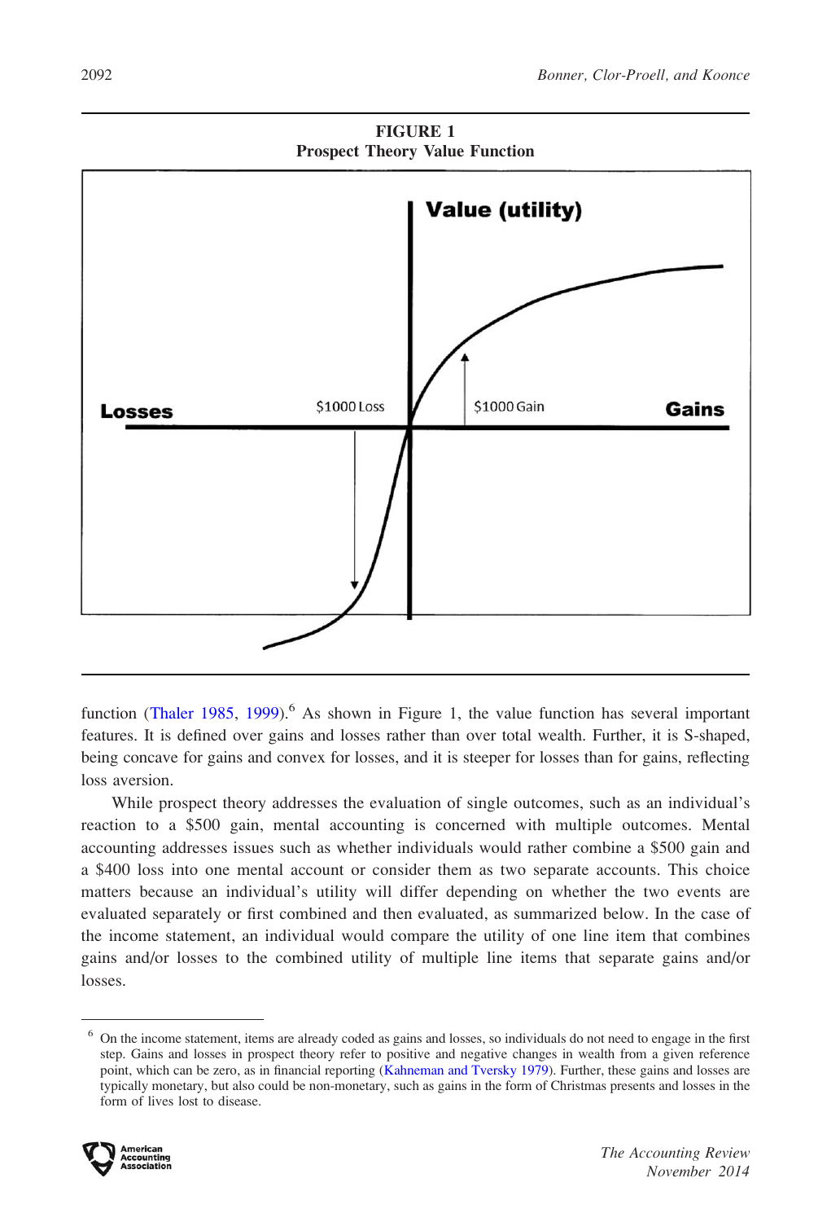**FIGURE 1**
**Prospect Theory Value Function**

function (Thaler 1985, 1999).[6] As shown in Figure 1, the value function has several important features. It is defined over gains and losses rather than over total wealth. Further, it is S-shaped, being concave for gains and convex for losses, and it is steeper for losses than for gains, reflecting loss aversion.

While prospect theory addresses the evaluation of single outcomes, such as an individual's reaction to a $500 gain, mental accounting is concerned with multiple outcomes. Mental accounting addresses issues such as whether individuals would rather combine a $500 gain and a $400 loss into one mental account or consider them as two separate accounts. This choice matters because an individual's utility will differ depending on whether the two events are evaluated separately or first combined and then evaluated, as summarized below. In the case of the income statement, an individual would compare the utility of one line item that combines gains and/or losses to the combined utility of multiple line items that separate gains and/or losses.

---

[6] On the income statement, items are already coded as gains and losses, so individuals do not need to engage in the first step. Gains and losses in prospect theory refer to positive and negative changes in wealth from a given reference point, which can be zero, as in financial reporting (Kahneman and Tversky 1979). Further, these gains and losses are typically monetary, but also could be non-monetary, such as gains in the form of Christmas presents and losses in the form of lives lost to disease.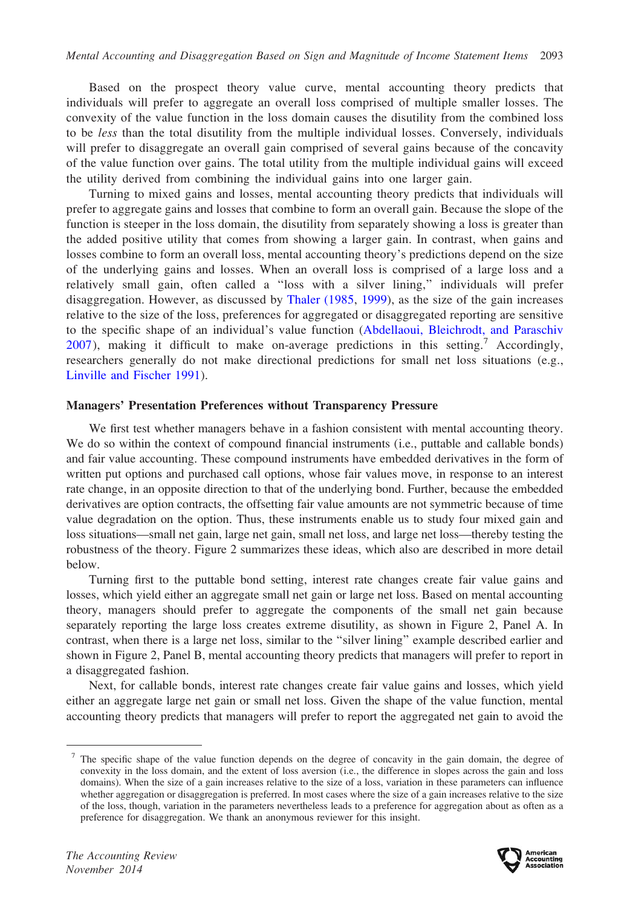Based on the prospect theory value curve, mental accounting theory predicts that individuals will prefer to aggregate an overall loss comprised of multiple smaller losses. The convexity of the value function in the loss domain causes the disutility from the combined loss to be *less* than the total disutility from the multiple individual losses. Conversely, individuals will prefer to disaggregate an overall gain comprised of several gains because of the concavity of the value function over gains. The total utility from the multiple individual gains will exceed the utility derived from combining the individual gains into one larger gain.

Turning to mixed gains and losses, mental accounting theory predicts that individuals will prefer to aggregate gains and losses that combine to form an overall gain. Because the slope of the function is steeper in the loss domain, the disutility from separately showing a loss is greater than the added positive utility that comes from showing a larger gain. In contrast, when gains and losses combine to form an overall loss, mental accounting theory's predictions depend on the size of the underlying gains and losses. When an overall loss is comprised of a large loss and a relatively small gain, often called a "loss with a silver lining," individuals will prefer disaggregation. However, as discussed by Thaler (1985, 1999), as the size of the gain increases relative to the size of the loss, preferences for aggregated or disaggregated reporting are sensitive to the specific shape of an individual's value function (Abdellaoui, Bleichrodt, and Paraschiv 2007), making it difficult to make on-average predictions in this setting.[7] Accordingly, researchers generally do not make directional predictions for small net loss situations (e.g., Linville and Fischer 1991).

### Managers' Presentation Preferences without Transparency Pressure

We first test whether managers behave in a fashion consistent with mental accounting theory. We do so within the context of compound financial instruments (i.e., puttable and callable bonds) and fair value accounting. These compound instruments have embedded derivatives in the form of written put options and purchased call options, whose fair values move, in response to an interest rate change, in an opposite direction to that of the underlying bond. Further, because the embedded derivatives are option contracts, the offsetting fair value amounts are not symmetric because of time value degradation on the option. Thus, these instruments enable us to study four mixed gain and loss situations—small net gain, large net gain, small net loss, and large net loss—thereby testing the robustness of the theory. Figure 2 summarizes these ideas, which also are described in more detail below.

Turning first to the puttable bond setting, interest rate changes create fair value gains and losses, which yield either an aggregate small net gain or large net loss. Based on mental accounting theory, managers should prefer to aggregate the components of the small net gain because separately reporting the large loss creates extreme disutility, as shown in Figure 2, Panel A. In contrast, when there is a large net loss, similar to the "silver lining" example described earlier and shown in Figure 2, Panel B, mental accounting theory predicts that managers will prefer to report in a disaggregated fashion.

Next, for callable bonds, interest rate changes create fair value gains and losses, which yield either an aggregate large net gain or small net loss. Given the shape of the value function, mental accounting theory predicts that managers will prefer to report the aggregated net gain to avoid the

---

[7] The specific shape of the value function depends on the degree of concavity in the gain domain, the degree of convexity in the loss domain, and the extent of loss aversion (i.e., the difference in slopes across the gain and loss domains). When the size of a gain increases relative to the size of a loss, variation in these parameters can influence whether aggregation or disaggregation is preferred. In most cases where the size of a gain increases relative to the size of the loss, though, variation in the parameters nevertheless leads to a preference for aggregation about as often as a preference for disaggregation. We thank an anonymous reviewer for this insight.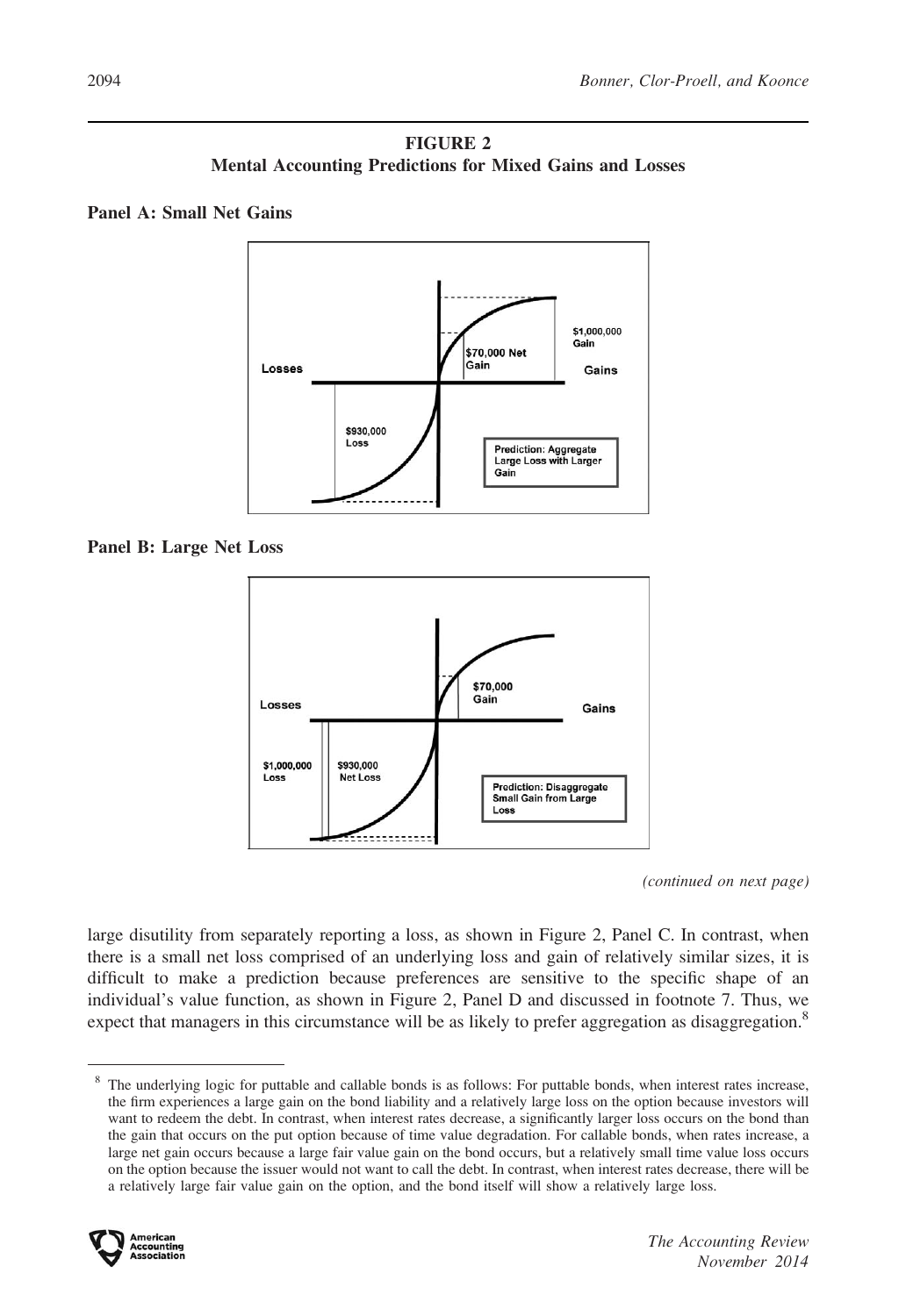**FIGURE 2**
**Mental Accounting Predictions for Mixed Gains and Losses**

**Panel A: Small Net Gains**

Losses | Gains | $1,000,000 Gain | $70,000 Net Gain | $930,000 Loss

Prediction: Aggregate Large Loss with Larger Gain

**Panel B: Large Net Loss**

Losses | Gains | $70,000 Gain | $1,000,000 Loss | $930,000 Net Loss

Prediction: Disaggregate Small Gain from Large Loss

*(continued on next page)*

large disutility from separately reporting a loss, as shown in Figure 2, Panel C. In contrast, when there is a small net loss comprised of an underlying loss and gain of relatively similar sizes, it is difficult to make a prediction because preferences are sensitive to the specific shape of an individual's value function, as shown in Figure 2, Panel D and discussed in footnote 7. Thus, we expect that managers in this circumstance will be as likely to prefer aggregation as disaggregation.[8]

---

[8] The underlying logic for puttable and callable bonds is as follows: For puttable bonds, when interest rates increase, the firm experiences a large gain on the bond liability and a relatively large loss on the option because investors will want to redeem the debt. In contrast, when interest rates decrease, a significantly larger loss occurs on the bond than the gain that occurs on the put option because of time value degradation. For callable bonds, when rates increase, a large net gain occurs because a large fair value gain on the bond occurs, but a relatively small time value loss occurs on the option because the issuer would not want to call the debt. In contrast, when interest rates decrease, there will be a relatively large fair value gain on the option, and the bond itself will show a relatively large loss.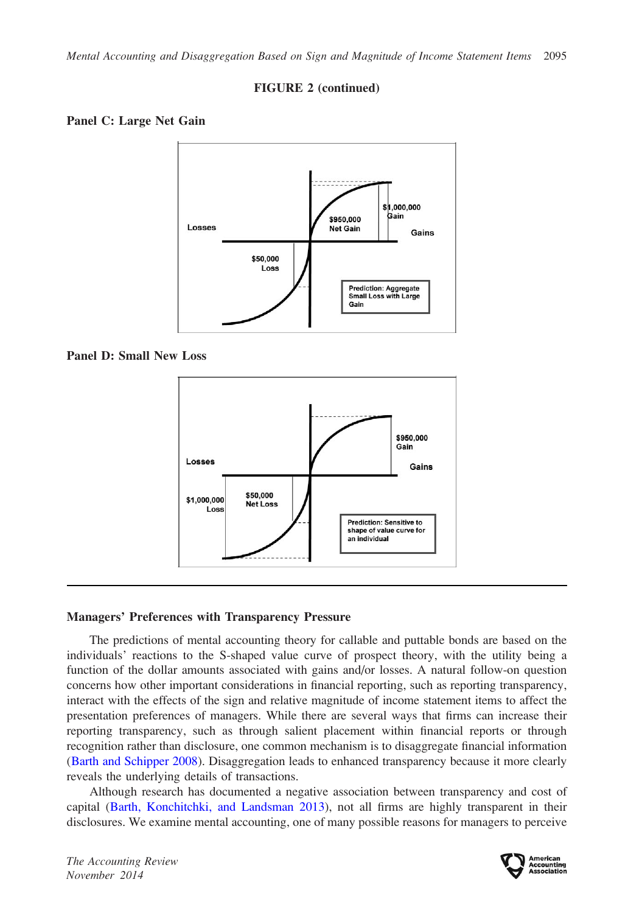**FIGURE 2 (continued)**

**Panel C: Large Net Gain**

Losses

Gains

$950,000 Net Gain

$1,000,000 Gain

$50,000 Loss

Prediction: Aggregate Small Loss with Large Gain

**Panel D: Small New Loss**

Losses

Gains

$950,000 Gain

$1,000,000 Loss

$50,000 Net Loss

Prediction: Sensitive to shape of value curve for an individual

---

## Managers' Preferences with Transparency Pressure

The predictions of mental accounting theory for callable and puttable bonds are based on the individuals' reactions to the S-shaped value curve of prospect theory, with the utility being a function of the dollar amounts associated with gains and/or losses. A natural follow-on question concerns how other important considerations in financial reporting, such as reporting transparency, interact with the effects of the sign and relative magnitude of income statement items to affect the presentation preferences of managers. While there are several ways that firms can increase their reporting transparency, such as through salient placement within financial reports or through recognition rather than disclosure, one common mechanism is to disaggregate financial information (Barth and Schipper 2008). Disaggregation leads to enhanced transparency because it more clearly reveals the underlying details of transactions.

Although research has documented a negative association between transparency and cost of capital (Barth, Konchitchki, and Landsman 2013), not all firms are highly transparent in their disclosures. We examine mental accounting, one of many possible reasons for managers to perceive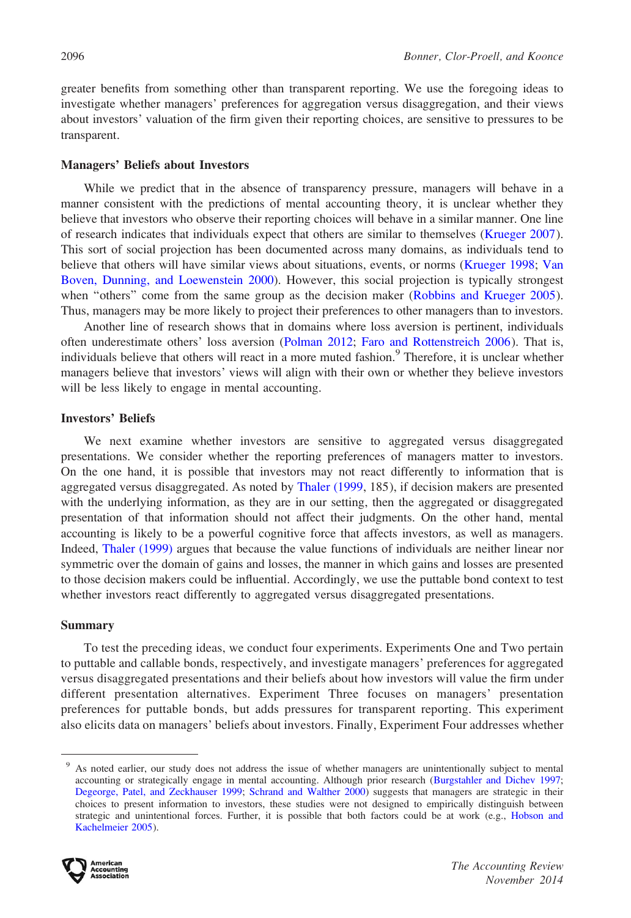greater benefits from something other than transparent reporting. We use the foregoing ideas to investigate whether managers' preferences for aggregation versus disaggregation, and their views about investors' valuation of the firm given their reporting choices, are sensitive to pressures to be transparent.

### Managers' Beliefs about Investors

While we predict that in the absence of transparency pressure, managers will behave in a manner consistent with the predictions of mental accounting theory, it is unclear whether they believe that investors who observe their reporting choices will behave in a similar manner. One line of research indicates that individuals expect that others are similar to themselves (Krueger 2007). This sort of social projection has been documented across many domains, as individuals tend to believe that others will have similar views about situations, events, or norms (Krueger 1998; Van Boven, Dunning, and Loewenstein 2000). However, this social projection is typically strongest when "others" come from the same group as the decision maker (Robbins and Krueger 2005). Thus, managers may be more likely to project their preferences to other managers than to investors.

Another line of research shows that in domains where loss aversion is pertinent, individuals often underestimate others' loss aversion (Polman 2012; Faro and Rottenstreich 2006). That is, individuals believe that others will react in a more muted fashion.[9] Therefore, it is unclear whether managers believe that investors' views will align with their own or whether they believe investors will be less likely to engage in mental accounting.

### Investors' Beliefs

We next examine whether investors are sensitive to aggregated versus disaggregated presentations. We consider whether the reporting preferences of managers matter to investors. On the one hand, it is possible that investors may not react differently to information that is aggregated versus disaggregated. As noted by Thaler (1999, 185), if decision makers are presented with the underlying information, as they are in our setting, then the aggregated or disaggregated presentation of that information should not affect their judgments. On the other hand, mental accounting is likely to be a powerful cognitive force that affects investors, as well as managers. Indeed, Thaler (1999) argues that because the value functions of individuals are neither linear nor symmetric over the domain of gains and losses, the manner in which gains and losses are presented to those decision makers could be influential. Accordingly, we use the puttable bond context to test whether investors react differently to aggregated versus disaggregated presentations.

### Summary

To test the preceding ideas, we conduct four experiments. Experiments One and Two pertain to puttable and callable bonds, respectively, and investigate managers' preferences for aggregated versus disaggregated presentations and their beliefs about how investors will value the firm under different presentation alternatives. Experiment Three focuses on managers' presentation preferences for puttable bonds, but adds pressures for transparent reporting. This experiment also elicits data on managers' beliefs about investors. Finally, Experiment Four addresses whether

---

[9] As noted earlier, our study does not address the issue of whether managers are unintentionally subject to mental accounting or strategically engage in mental accounting. Although prior research (Burgstahler and Dichev 1997; Degeorge, Patel, and Zeckhauser 1999; Schrand and Walther 2000) suggests that managers are strategic in their choices to present information to investors, these studies were not designed to empirically distinguish between strategic and unintentional forces. Further, it is possible that both factors could be at work (e.g., Hobson and Kachelmeier 2005).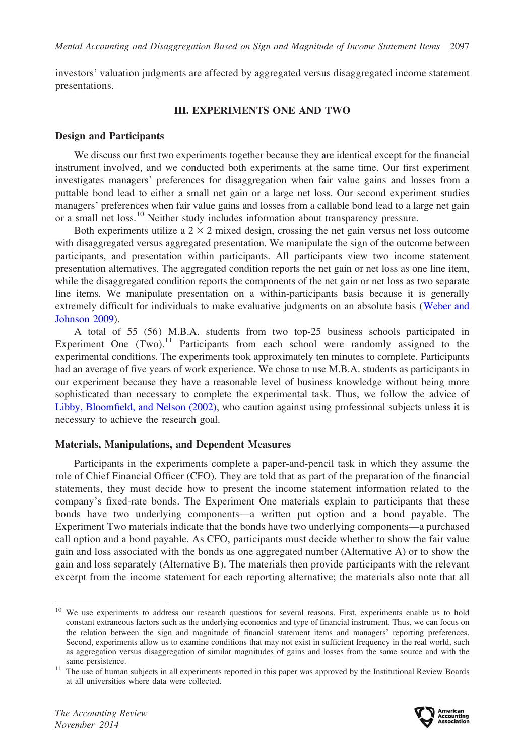investors' valuation judgments are affected by aggregated versus disaggregated income statement presentations.

## III. EXPERIMENTS ONE AND TWO

### Design and Participants

We discuss our first two experiments together because they are identical except for the financial instrument involved, and we conducted both experiments at the same time. Our first experiment investigates managers' preferences for disaggregation when fair value gains and losses from a puttable bond lead to either a small net gain or a large net loss. Our second experiment studies managers' preferences when fair value gains and losses from a callable bond lead to a large net gain or a small net loss.[10] Neither study includes information about transparency pressure.

Both experiments utilize a $2 \times 2$ mixed design, crossing the net gain versus net loss outcome with disaggregated versus aggregated presentation. We manipulate the sign of the outcome between participants, and presentation within participants. All participants view two income statement presentation alternatives. The aggregated condition reports the net gain or net loss as one line item, while the disaggregated condition reports the components of the net gain or net loss as two separate line items. We manipulate presentation on a within-participants basis because it is generally extremely difficult for individuals to make evaluative judgments on an absolute basis (Weber and Johnson 2009).

A total of 55 (56) M.B.A. students from two top-25 business schools participated in Experiment One (Two).[11] Participants from each school were randomly assigned to the experimental conditions. The experiments took approximately ten minutes to complete. Participants had an average of five years of work experience. We chose to use M.B.A. students as participants in our experiment because they have a reasonable level of business knowledge without being more sophisticated than necessary to complete the experimental task. Thus, we follow the advice of Libby, Bloomfield, and Nelson (2002), who caution against using professional subjects unless it is necessary to achieve the research goal.

### Materials, Manipulations, and Dependent Measures

Participants in the experiments complete a paper-and-pencil task in which they assume the role of Chief Financial Officer (CFO). They are told that as part of the preparation of the financial statements, they must decide how to present the income statement information related to the company's fixed-rate bonds. The Experiment One materials explain to participants that these bonds have two underlying components—a written put option and a bond payable. The Experiment Two materials indicate that the bonds have two underlying components—a purchased call option and a bond payable. As CFO, participants must decide whether to show the fair value gain and loss associated with the bonds as one aggregated number (Alternative A) or to show the gain and loss separately (Alternative B). The materials then provide participants with the relevant excerpt from the income statement for each reporting alternative; the materials also note that all

---

[10] We use experiments to address our research questions for several reasons. First, experiments enable us to hold constant extraneous factors such as the underlying economics and type of financial instrument. Thus, we can focus on the relation between the sign and magnitude of financial statement items and managers' reporting preferences. Second, experiments allow us to examine conditions that may not exist in sufficient frequency in the real world, such as aggregation versus disaggregation of similar magnitudes of gains and losses from the same source and with the same persistence.

[11] The use of human subjects in all experiments reported in this paper was approved by the Institutional Review Boards at all universities where data were collected.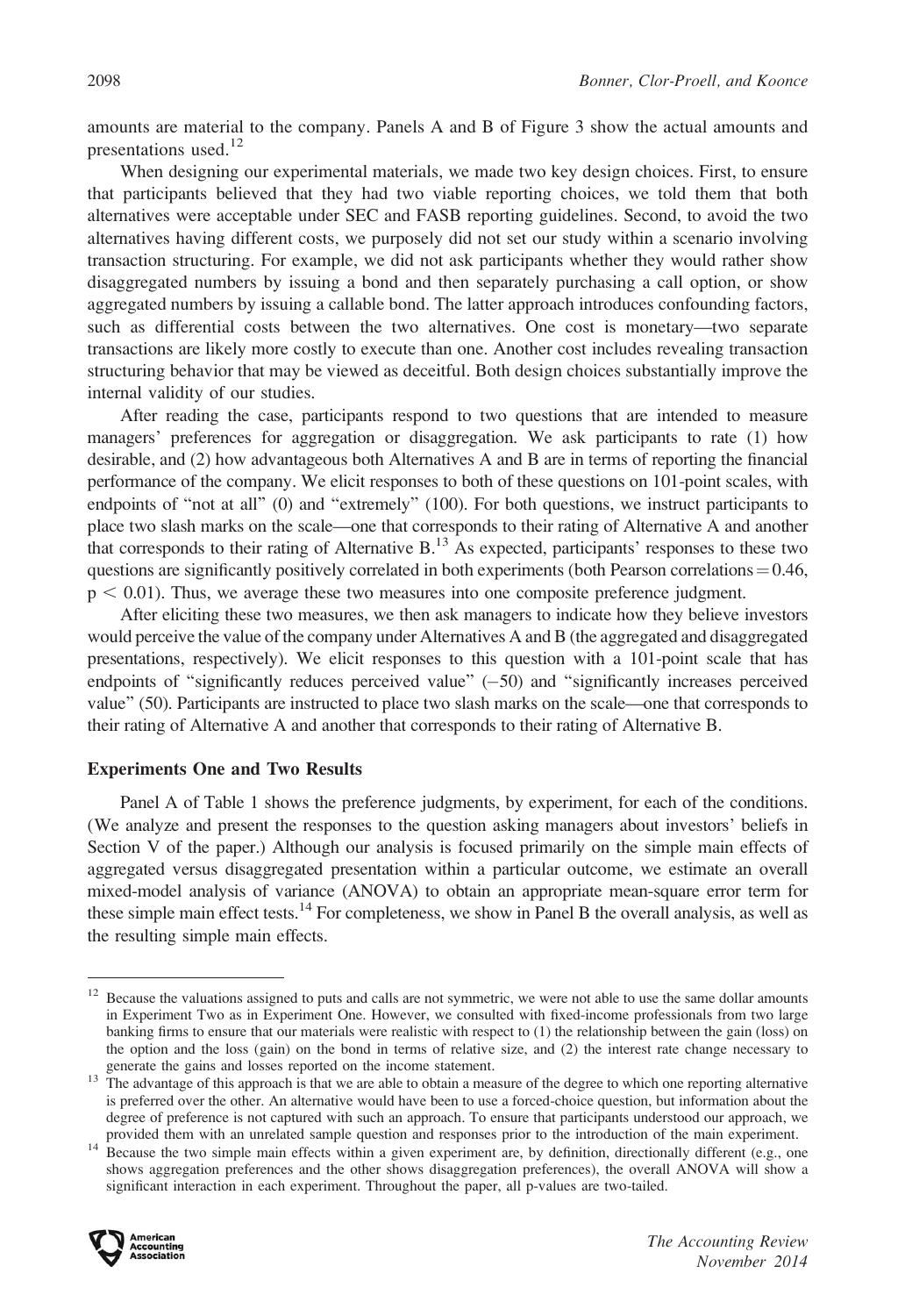amounts are material to the company. Panels A and B of Figure 3 show the actual amounts and presentations used.[12]

When designing our experimental materials, we made two key design choices. First, to ensure that participants believed that they had two viable reporting choices, we told them that both alternatives were acceptable under SEC and FASB reporting guidelines. Second, to avoid the two alternatives having different costs, we purposely did not set our study within a scenario involving transaction structuring. For example, we did not ask participants whether they would rather show disaggregated numbers by issuing a bond and then separately purchasing a call option, or show aggregated numbers by issuing a callable bond. The latter approach introduces confounding factors, such as differential costs between the two alternatives. One cost is monetary—two separate transactions are likely more costly to execute than one. Another cost includes revealing transaction structuring behavior that may be viewed as deceitful. Both design choices substantially improve the internal validity of our studies.

After reading the case, participants respond to two questions that are intended to measure managers' preferences for aggregation or disaggregation. We ask participants to rate (1) how desirable, and (2) how advantageous both Alternatives A and B are in terms of reporting the financial performance of the company. We elicit responses to both of these questions on 101-point scales, with endpoints of "not at all" (0) and "extremely" (100). For both questions, we instruct participants to place two slash marks on the scale—one that corresponds to their rating of Alternative A and another that corresponds to their rating of Alternative B.[13] As expected, participants' responses to these two questions are significantly positively correlated in both experiments (both Pearson correlations = 0.46, $p < 0.01$). Thus, we average these two measures into one composite preference judgment.

After eliciting these two measures, we then ask managers to indicate how they believe investors would perceive the value of the company under Alternatives A and B (the aggregated and disaggregated presentations, respectively). We elicit responses to this question with a 101-point scale that has endpoints of "significantly reduces perceived value" (−50) and "significantly increases perceived value" (50). Participants are instructed to place two slash marks on the scale—one that corresponds to their rating of Alternative A and another that corresponds to their rating of Alternative B.

### Experiments One and Two Results

Panel A of Table 1 shows the preference judgments, by experiment, for each of the conditions. (We analyze and present the responses to the question asking managers about investors' beliefs in Section V of the paper.) Although our analysis is focused primarily on the simple main effects of aggregated versus disaggregated presentation within a particular outcome, we estimate an overall mixed-model analysis of variance (ANOVA) to obtain an appropriate mean-square error term for these simple main effect tests.[14] For completeness, we show in Panel B the overall analysis, as well as the resulting simple main effects.

---

[12] Because the valuations assigned to puts and calls are not symmetric, we were not able to use the same dollar amounts in Experiment Two as in Experiment One. However, we consulted with fixed-income professionals from two large banking firms to ensure that our materials were realistic with respect to (1) the relationship between the gain (loss) on the option and the loss (gain) on the bond in terms of relative size, and (2) the interest rate change necessary to generate the gains and losses reported on the income statement.

[13] The advantage of this approach is that we are able to obtain a measure of the degree to which one reporting alternative is preferred over the other. An alternative would have been to use a forced-choice question, but information about the degree of preference is not captured with such an approach. To ensure that participants understood our approach, we provided them with an unrelated sample question and responses prior to the introduction of the main experiment.

[14] Because the two simple main effects within a given experiment are, by definition, directionally different (e.g., one shows aggregation preferences and the other shows disaggregation preferences), the overall ANOVA will show a significant interaction in each experiment. Throughout the paper, all p-values are two-tailed.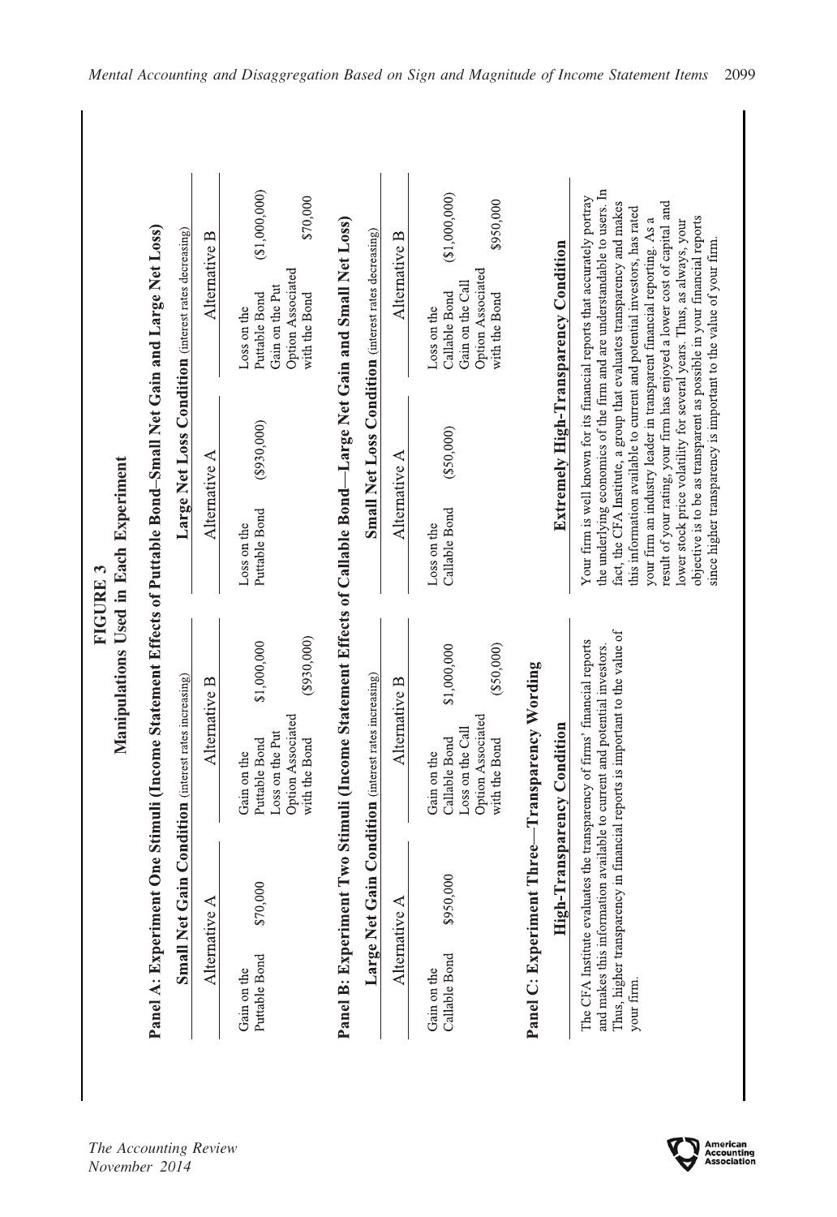**FIGURE 3**

**Manipulations Used in Each Experiment**

**Panel A: Experiment One Stimuli (Income Statement Effects of Puttable Bond–Small Net Gain and Large Net Loss)**

| **Small Net Gain Condition** (interest rates increasing) | | | | **Large Net Loss Condition** (interest rates decreasing) | | | |
|---|---|---|---|---|---|---|---|
| Alternative A | | Alternative B | | Alternative A | | Alternative B | |
| Gain on the Puttable Bond | \$70,000 | Gain on the Puttable Bond | \$1,000,000 | Loss on the Puttable Bond | (\$930,000) | Loss on the Puttable Bond | (\$1,000,000) |
| | | Loss on the Put Option Associated with the Bond | (\$930,000) | | | Gain on the Put Option Associated with the Bond | \$70,000 |

**Panel B: Experiment Two Stimuli (Income Statement Effects of Callable Bond—Large Net Gain and Small Net Loss)**

| **Large Net Gain Condition** (interest rates increasing) | | | | **Small Net Loss Condition** (interest rates decreasing) | | | |
|---|---|---|---|---|---|---|---|
| Alternative A | | Alternative B | | Alternative A | | Alternative B | |
| Gain on the Callable Bond | \$950,000 | Gain on the Callable Bond | \$1,000,000 | Loss on the Callable Bond | (\$50,000) | Loss on the Callable Bond | (\$1,000,000) |
| | | Loss on the Call Option Associated with the Bond | (\$50,000) | | | Gain on the Call Option Associated with the Bond | \$950,000 |

**Panel C: Experiment Three—Transparency Wording**

| **High-Transparency Condition** | **Extremely High-Transparency Condition** |
|---|---|
| The CFA Institute evaluates the transparency of firms' financial reports and makes this information available to current and potential investors. Thus, higher transparency in financial reports is important to the value of your firm. | Your firm is well known for its financial reports that accurately portray the underlying economics of the firm and are understandable to users. In fact, the CFA Institute, a group that evaluates transparency and makes this information available to current and potential investors, has rated your firm an industry leader in transparent financial reporting. As a result of your rating, your firm has enjoyed a lower cost of capital and lower stock price volatility for several years. Thus, as always, your objective is to be as transparent as possible in your financial reports since higher transparency is important to the value of your firm. |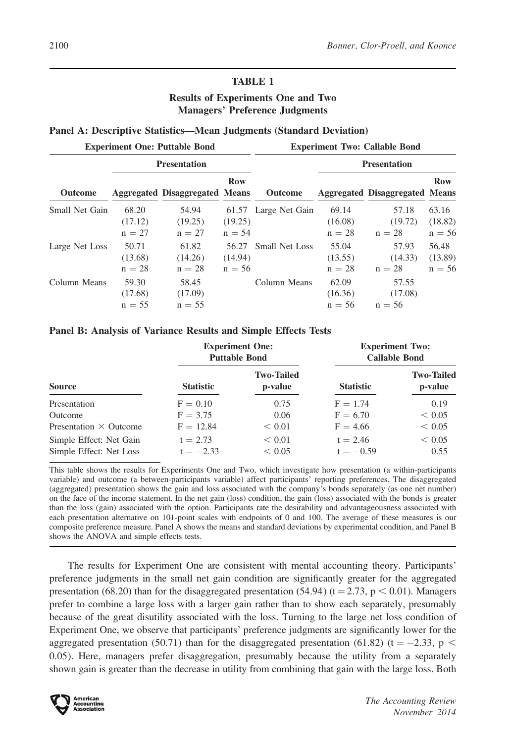**TABLE 1**

**Results of Experiments One and Two**
**Managers' Preference Judgments**

**Panel A: Descriptive Statistics—Mean Judgments (Standard Deviation)**

| Experiment One: Puttable Bond | | | | Experiment Two: Callable Bond | | | |
|---|---|---|---|---|---|---|---|
| | Presentation | | | | Presentation | | |
| **Outcome** | **Aggregated** | **Disaggregated** | **Row Means** | **Outcome** | **Aggregated** | **Disaggregated** | **Row Means** |
| Small Net Gain | 68.20 (17.12) n = 27 | 54.94 (19.25) n = 27 | 61.57 (19.25) n = 54 | Large Net Gain | 69.14 (16.08) n = 28 | 57.18 (19.72) n = 28 | 63.16 (18.82) n = 56 |
| Large Net Loss | 50.71 (13.68) n = 28 | 61.82 (14.26) n = 28 | 56.27 (14.94) n = 56 | Small Net Loss | 55.04 (13.55) n = 28 | 57.93 (14.33) n = 28 | 56.48 (13.89) n = 56 |
| Column Means | 59.30 (17.68) n = 55 | 58.45 (17.09) n = 55 | | Column Means | 62.09 (16.36) n = 56 | 57.55 (17.08) n = 56 | |

**Panel B: Analysis of Variance Results and Simple Effects Tests**

| | Experiment One: Puttable Bond | | Experiment Two: Callable Bond | |
|---|---|---|---|---|
| **Source** | **Statistic** | **Two-Tailed p-value** | **Statistic** | **Two-Tailed p-value** |
| Presentation | $F = 0.10$ | 0.75 | $F = 1.74$ | 0.19 |
| Outcome | $F = 3.75$ | 0.06 | $F = 6.70$ | $< 0.05$ |
| Presentation × Outcome | $F = 12.84$ | $< 0.01$ | $F = 4.66$ | $< 0.05$ |
| Simple Effect: Net Gain | $t = 2.73$ | $< 0.01$ | $t = 2.46$ | $< 0.05$ |
| Simple Effect: Net Loss | $t = -2.33$ | $< 0.05$ | $t = -0.59$ | 0.55 |

This table shows the results for Experiments One and Two, which investigate how presentation (a within-participants variable) and outcome (a between-participants variable) affect participants' reporting preferences. The disaggregated (aggregated) presentation shows the gain and loss associated with the company's bonds separately (as one net number) on the face of the income statement. In the net gain (loss) condition, the gain (loss) associated with the bonds is greater than the loss (gain) associated with the option. Participants rate the desirability and advantageousness associated with each presentation alternative on 101-point scales with endpoints of 0 and 100. The average of these measures is our composite preference measure. Panel A shows the means and standard deviations by experimental condition, and Panel B shows the ANOVA and simple effects tests.

The results for Experiment One are consistent with mental accounting theory. Participants' preference judgments in the small net gain condition are significantly greater for the aggregated presentation (68.20) than for the disaggregated presentation (54.94) ($t = 2.73$, $p < 0.01$). Managers prefer to combine a large loss with a larger gain rather than to show each separately, presumably because of the great disutility associated with the loss. Turning to the large net loss condition of Experiment One, we observe that participants' preference judgments are significantly lower for the aggregated presentation (50.71) than for the disaggregated presentation (61.82) ($t = -2.33$, $p < 0.05$). Here, managers prefer disaggregation, presumably because the utility from a separately shown gain is greater than the decrease in utility from combining that gain with the large loss. Both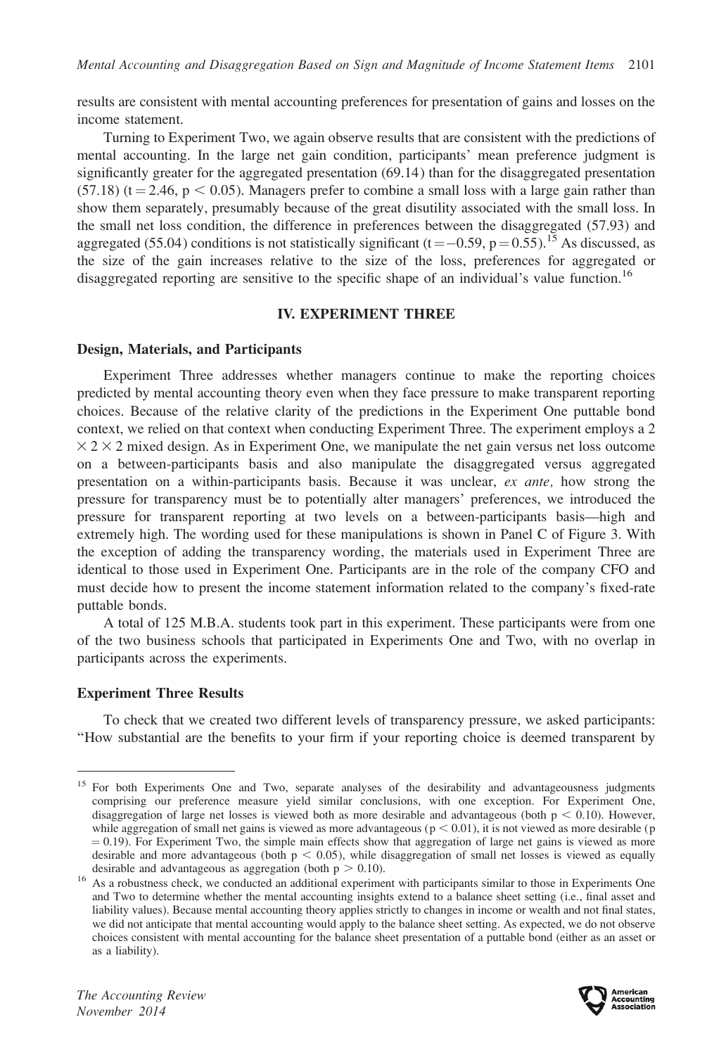results are consistent with mental accounting preferences for presentation of gains and losses on the income statement.

Turning to Experiment Two, we again observe results that are consistent with the predictions of mental accounting. In the large net gain condition, participants' mean preference judgment is significantly greater for the aggregated presentation (69.14) than for the disaggregated presentation (57.18) ($t = 2.46$, $p < 0.05$). Managers prefer to combine a small loss with a large gain rather than show them separately, presumably because of the great disutility associated with the small loss. In the small net loss condition, the difference in preferences between the disaggregated (57.93) and aggregated (55.04) conditions is not statistically significant ($t = -0.59$, $p = 0.55$).[15] As discussed, as the size of the gain increases relative to the size of the loss, preferences for aggregated or disaggregated reporting are sensitive to the specific shape of an individual's value function.[16]

## IV. EXPERIMENT THREE

### Design, Materials, and Participants

Experiment Three addresses whether managers continue to make the reporting choices predicted by mental accounting theory even when they face pressure to make transparent reporting choices. Because of the relative clarity of the predictions in the Experiment One puttable bond context, we relied on that context when conducting Experiment Three. The experiment employs a $2 \times 2 \times 2$ mixed design. As in Experiment One, we manipulate the net gain versus net loss outcome on a between-participants basis and also manipulate the disaggregated versus aggregated presentation on a within-participants basis. Because it was unclear, *ex ante,* how strong the pressure for transparency must be to potentially alter managers' preferences, we introduced the pressure for transparent reporting at two levels on a between-participants basis—high and extremely high. The wording used for these manipulations is shown in Panel C of Figure 3. With the exception of adding the transparency wording, the materials used in Experiment Three are identical to those used in Experiment One. Participants are in the role of the company CFO and must decide how to present the income statement information related to the company's fixed-rate puttable bonds.

A total of 125 M.B.A. students took part in this experiment. These participants were from one of the two business schools that participated in Experiments One and Two, with no overlap in participants across the experiments.

### Experiment Three Results

To check that we created two different levels of transparency pressure, we asked participants: "How substantial are the benefits to your firm if your reporting choice is deemed transparent by

---

[15] For both Experiments One and Two, separate analyses of the desirability and advantageousness judgments comprising our preference measure yield similar conclusions, with one exception. For Experiment One, disaggregation of large net losses is viewed both as more desirable and advantageous (both $p < 0.10$). However, while aggregation of small net gains is viewed as more advantageous ($p < 0.01$), it is not viewed as more desirable ($p = 0.19$). For Experiment Two, the simple main effects show that aggregation of large net gains is viewed as more desirable and more advantageous (both $p < 0.05$), while disaggregation of small net losses is viewed as equally desirable and advantageous as aggregation (both $p > 0.10$).

[16] As a robustness check, we conducted an additional experiment with participants similar to those in Experiments One and Two to determine whether the mental accounting insights extend to a balance sheet setting (i.e., final asset and liability values). Because mental accounting theory applies strictly to changes in income or wealth and not final states, we did not anticipate that mental accounting would apply to the balance sheet setting. As expected, we do not observe choices consistent with mental accounting for the balance sheet presentation of a puttable bond (either as an asset or as a liability).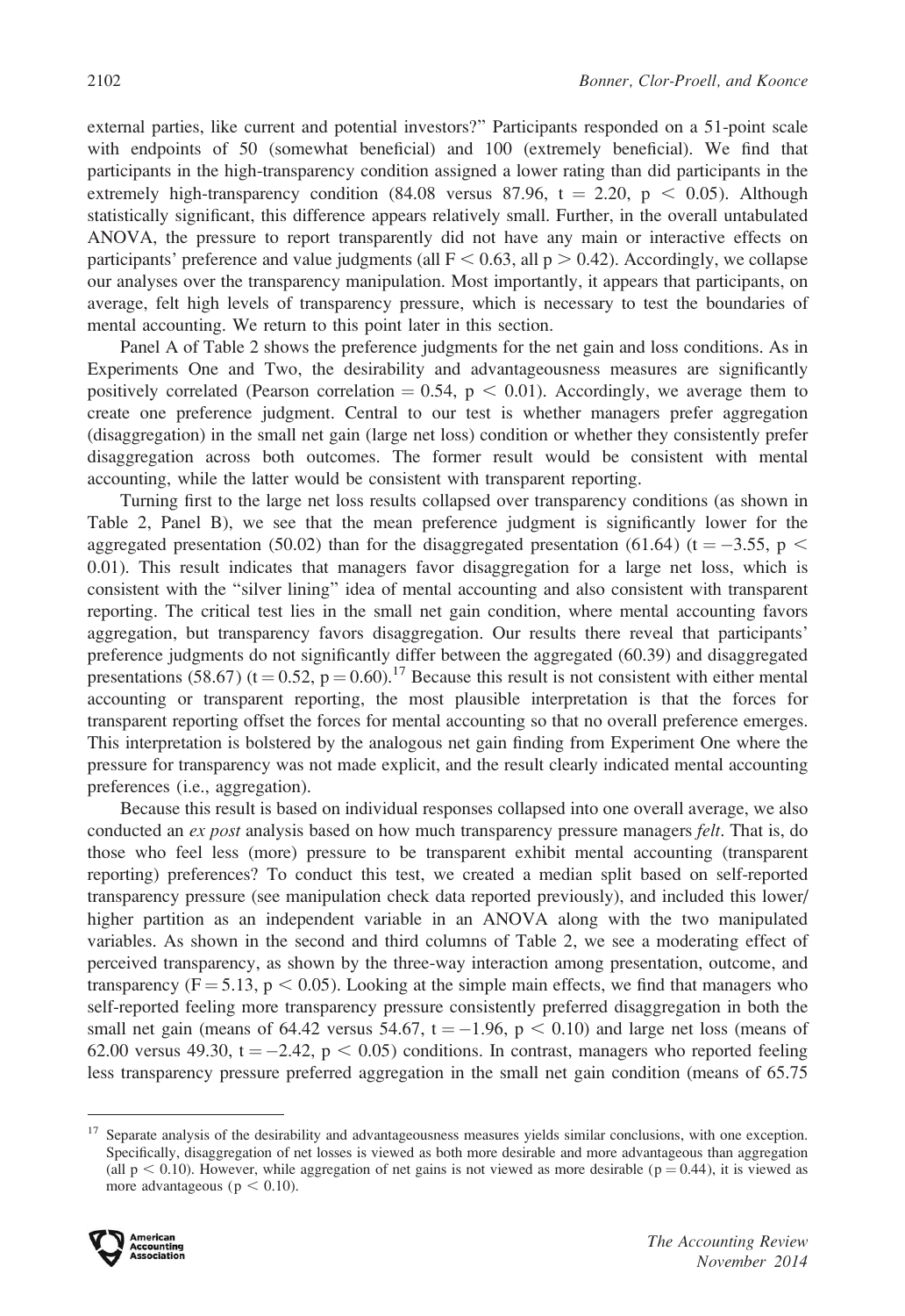external parties, like current and potential investors?" Participants responded on a 51-point scale with endpoints of 50 (somewhat beneficial) and 100 (extremely beneficial). We find that participants in the high-transparency condition assigned a lower rating than did participants in the extremely high-transparency condition (84.08 versus 87.96, $t = 2.20$, $p < 0.05$). Although statistically significant, this difference appears relatively small. Further, in the overall untabulated ANOVA, the pressure to report transparently did not have any main or interactive effects on participants' preference and value judgments (all $F < 0.63$, all $p > 0.42$). Accordingly, we collapse our analyses over the transparency manipulation. Most importantly, it appears that participants, on average, felt high levels of transparency pressure, which is necessary to test the boundaries of mental accounting. We return to this point later in this section.

Panel A of Table 2 shows the preference judgments for the net gain and loss conditions. As in Experiments One and Two, the desirability and advantageousness measures are significantly positively correlated (Pearson correlation $= 0.54$, $p < 0.01$). Accordingly, we average them to create one preference judgment. Central to our test is whether managers prefer aggregation (disaggregation) in the small net gain (large net loss) condition or whether they consistently prefer disaggregation across both outcomes. The former result would be consistent with mental accounting, while the latter would be consistent with transparent reporting.

Turning first to the large net loss results collapsed over transparency conditions (as shown in Table 2, Panel B), we see that the mean preference judgment is significantly lower for the aggregated presentation (50.02) than for the disaggregated presentation (61.64) ($t = -3.55$, $p < 0.01$). This result indicates that managers favor disaggregation for a large net loss, which is consistent with the "silver lining" idea of mental accounting and also consistent with transparent reporting. The critical test lies in the small net gain condition, where mental accounting favors aggregation, but transparency favors disaggregation. Our results there reveal that participants' preference judgments do not significantly differ between the aggregated (60.39) and disaggregated presentations (58.67) ($t = 0.52$, $p = 0.60$).[17] Because this result is not consistent with either mental accounting or transparent reporting, the most plausible interpretation is that the forces for transparent reporting offset the forces for mental accounting so that no overall preference emerges. This interpretation is bolstered by the analogous net gain finding from Experiment One where the pressure for transparency was not made explicit, and the result clearly indicated mental accounting preferences (i.e., aggregation).

Because this result is based on individual responses collapsed into one overall average, we also conducted an *ex post* analysis based on how much transparency pressure managers *felt*. That is, do those who feel less (more) pressure to be transparent exhibit mental accounting (transparent reporting) preferences? To conduct this test, we created a median split based on self-reported transparency pressure (see manipulation check data reported previously), and included this lower/higher partition as an independent variable in an ANOVA along with the two manipulated variables. As shown in the second and third columns of Table 2, we see a moderating effect of perceived transparency, as shown by the three-way interaction among presentation, outcome, and transparency ($F = 5.13$, $p < 0.05$). Looking at the simple main effects, we find that managers who self-reported feeling more transparency pressure consistently preferred disaggregation in both the small net gain (means of 64.42 versus 54.67, $t = -1.96$, $p < 0.10$) and large net loss (means of 62.00 versus 49.30, $t = -2.42$, $p < 0.05$) conditions. In contrast, managers who reported feeling less transparency pressure preferred aggregation in the small net gain condition (means of 65.75

---

[17] Separate analysis of the desirability and advantageousness measures yields similar conclusions, with one exception. Specifically, disaggregation of net losses is viewed as both more desirable and more advantageous than aggregation (all $p < 0.10$). However, while aggregation of net gains is not viewed as more desirable ($p = 0.44$), it is viewed as more advantageous ($p < 0.10$).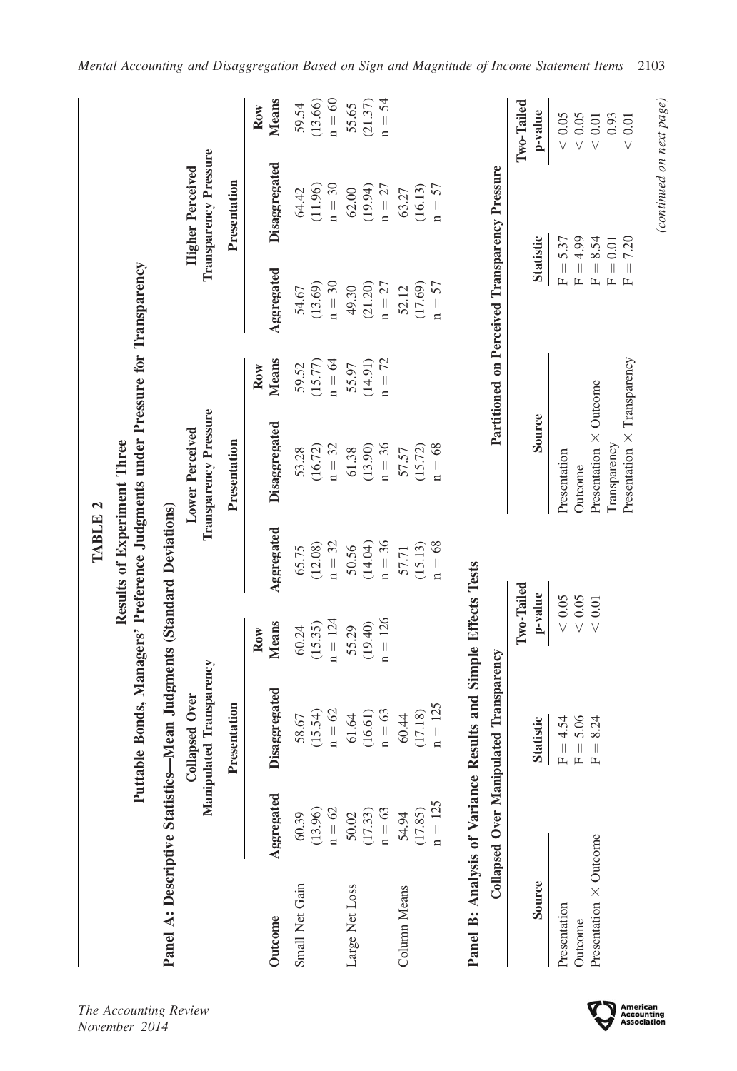**TABLE 2**

**Results of Experiment Three**

**Puttable Bonds, Managers' Preference Judgments under Pressure for Transparency**

**Panel A: Descriptive Statistics—Mean Judgments (Standard Deviations)**

| | Collapsed Over Manipulated Transparency | | | Lower Perceived Transparency Pressure | | | Higher Perceived Transparency Pressure | | |
|---|---|---|---|---|---|---|---|---|---|
| | Presentation | | | Presentation | | | Presentation | | |
| **Outcome** | **Aggregated** | **Disaggregated** | **Row Means** | **Aggregated** | **Disaggregated** | **Row Means** | **Aggregated** | **Disaggregated** | **Row Means** |
| Small Net Gain | 60.39 | 58.67 | 60.24 | 65.75 | 53.28 | 59.52 | 54.67 | 64.42 | 59.54 |
| | (13.96) | (15.54) | (15.35) | (12.08) | (16.72) | (15.77) | (13.69) | (11.96) | (13.66) |
| | n = 62 | n = 62 | n = 124 | n = 32 | n = 32 | n = 64 | n = 30 | n = 30 | n = 60 |
| Large Net Loss | 50.02 | 61.64 | 55.29 | 50.56 | 61.38 | 55.97 | 49.30 | 62.00 | 55.65 |
| | (17.33) | (16.61) | (19.40) | (14.04) | (13.90) | (14.91) | (21.20) | (19.94) | (21.37) |
| | n = 63 | n = 63 | n = 126 | n = 36 | n = 36 | n = 72 | n = 27 | n = 27 | n = 54 |
| Column Means | 54.94 | 60.44 | | 57.71 | 57.57 | | 52.12 | 63.27 | |
| | (17.85) | (17.18) | | (15.13) | (15.72) | | (17.69) | (16.13) | |
| | n = 125 | n = 125 | | n = 68 | n = 68 | | n = 57 | n = 57 | |

**Panel B: Analysis of Variance Results and Simple Effects Tests**

| Collapsed Over Manipulated Transparency | | |
|---|---|---|
| **Source** | **Statistic** | **Two-Tailed p-value** |
| Presentation | F = 4.54 | < 0.05 |
| Outcome | F = 5.06 | < 0.05 |
| Presentation × Outcome | F = 8.24 | < 0.01 |

| Partitioned on Perceived Transparency Pressure | | |
|---|---|---|
| **Source** | **Statistic** | **Two-Tailed p-value** |
| Presentation | F = 5.37 | < 0.05 |
| Outcome | F = 4.99 | < 0.05 |
| Presentation × Outcome | F = 8.54 | < 0.01 |
| Transparency | F = 0.01 | 0.93 |
| Presentation × Transparency | F = 7.20 | < 0.01 |

*(continued on next page)*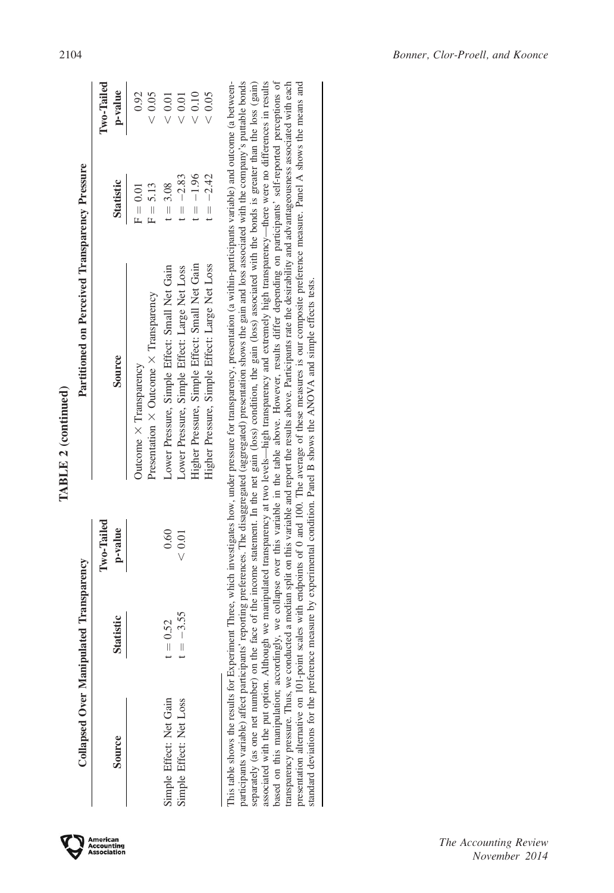**TABLE 2 (continued)**

| Collapsed Over Manipulated Transparency | | | Partitioned on Perceived Transparency Pressure | | |
|---|---|---|---|---|---|
| **Source** | **Statistic** | **Two-Tailed p-value** | **Source** | **Statistic** | **Two-Tailed p-value** |
| | | | Outcome × Transparency | F = 0.01 | 0.92 |
| | | | Presentation × Outcome × Transparency | F = 5.13 | < 0.05 |
| Simple Effect: Net Gain | t = 0.52 | 0.60 | Lower Pressure, Simple Effect: Small Net Gain | t = 3.08 | < 0.01 |
| Simple Effect: Net Loss | t = −3.55 | < 0.01 | Lower Pressure, Simple Effect: Large Net Loss | t = −2.83 | < 0.01 |
| | | | Higher Pressure, Simple Effect: Small Net Gain | t = −1.96 | < 0.10 |
| | | | Higher Pressure, Simple Effect: Large Net Loss | t = −2.42 | < 0.05 |

This table shows the results for Experiment Three, which investigates how, under pressure for transparency, presentation (a within-participants variable) and outcome (a between-participants variable) affect participants' reporting preferences. The disaggregated (aggregated) presentation shows the gain and loss associated with the company's puttable bonds separately (as one net number) on the face of the income statement. In the net gain (loss) condition, the gain (loss) associated with the bonds is greater than the loss (gain) associated with the put option. Although we manipulated transparency at two levels—high transparency and extremely high transparency—there were no differences in results based on this manipulation; accordingly, we collapse over this variable in the table above. However, results differ depending on participants' self-reported perceptions of transparency pressure. Thus, we conducted a median split on this variable and report the results above. Participants rate the desirability and advantageousness associated with each presentation alternative on 101-point scales with endpoints of 0 and 100. The average of these measures is our composite preference measure. Panel A shows the means and standard deviations for the preference measure by experimental condition. Panel B shows the ANOVA and simple effects tests.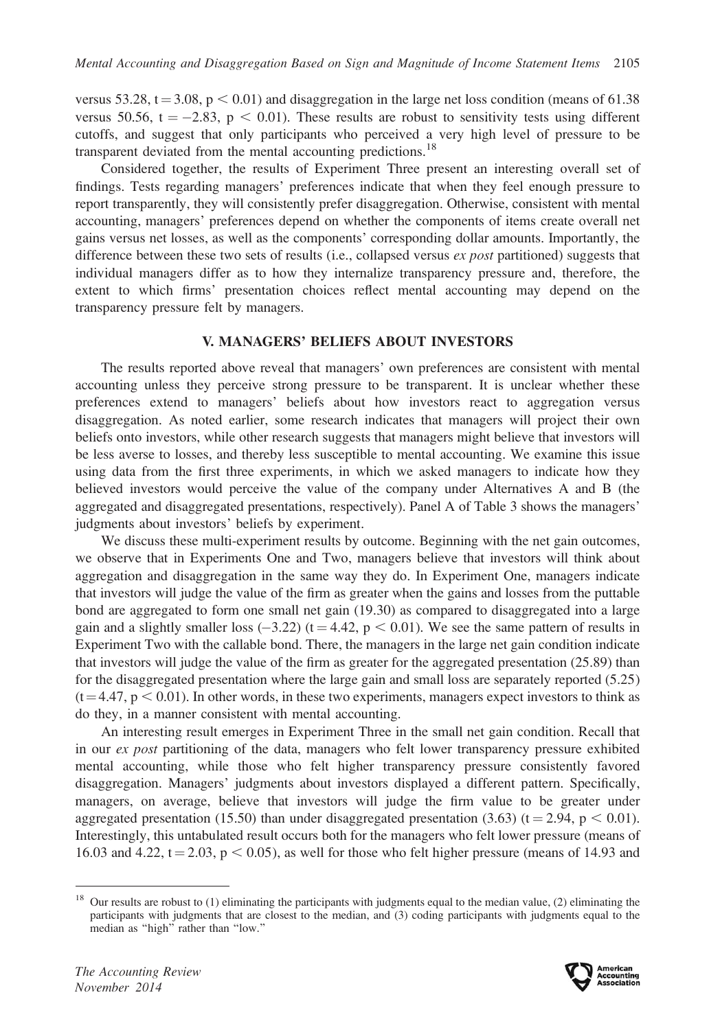versus 53.28, $t = 3.08$, $p < 0.01$) and disaggregation in the large net loss condition (means of 61.38 versus 50.56, $t = -2.83$, $p < 0.01$). These results are robust to sensitivity tests using different cutoffs, and suggest that only participants who perceived a very high level of pressure to be transparent deviated from the mental accounting predictions.[18]

Considered together, the results of Experiment Three present an interesting overall set of findings. Tests regarding managers' preferences indicate that when they feel enough pressure to report transparently, they will consistently prefer disaggregation. Otherwise, consistent with mental accounting, managers' preferences depend on whether the components of items create overall net gains versus net losses, as well as the components' corresponding dollar amounts. Importantly, the difference between these two sets of results (i.e., collapsed versus *ex post* partitioned) suggests that individual managers differ as to how they internalize transparency pressure and, therefore, the extent to which firms' presentation choices reflect mental accounting may depend on the transparency pressure felt by managers.

## V. MANAGERS' BELIEFS ABOUT INVESTORS

The results reported above reveal that managers' own preferences are consistent with mental accounting unless they perceive strong pressure to be transparent. It is unclear whether these preferences extend to managers' beliefs about how investors react to aggregation versus disaggregation. As noted earlier, some research indicates that managers will project their own beliefs onto investors, while other research suggests that managers might believe that investors will be less averse to losses, and thereby less susceptible to mental accounting. We examine this issue using data from the first three experiments, in which we asked managers to indicate how they believed investors would perceive the value of the company under Alternatives A and B (the aggregated and disaggregated presentations, respectively). Panel A of Table 3 shows the managers' judgments about investors' beliefs by experiment.

We discuss these multi-experiment results by outcome. Beginning with the net gain outcomes, we observe that in Experiments One and Two, managers believe that investors will think about aggregation and disaggregation in the same way they do. In Experiment One, managers indicate that investors will judge the value of the firm as greater when the gains and losses from the puttable bond are aggregated to form one small net gain (19.30) as compared to disaggregated into a large gain and a slightly smaller loss (−3.22) ($t = 4.42$, $p < 0.01$). We see the same pattern of results in Experiment Two with the callable bond. There, the managers in the large net gain condition indicate that investors will judge the value of the firm as greater for the aggregated presentation (25.89) than for the disaggregated presentation where the large gain and small loss are separately reported (5.25) ($t = 4.47$, $p < 0.01$). In other words, in these two experiments, managers expect investors to think as do they, in a manner consistent with mental accounting.

An interesting result emerges in Experiment Three in the small net gain condition. Recall that in our *ex post* partitioning of the data, managers who felt lower transparency pressure exhibited mental accounting, while those who felt higher transparency pressure consistently favored disaggregation. Managers' judgments about investors displayed a different pattern. Specifically, managers, on average, believe that investors will judge the firm value to be greater under aggregated presentation (15.50) than under disaggregated presentation (3.63) ($t = 2.94$, $p < 0.01$). Interestingly, this untabulated result occurs both for the managers who felt lower pressure (means of 16.03 and 4.22, $t = 2.03$, $p < 0.05$), as well for those who felt higher pressure (means of 14.93 and

[18] Our results are robust to (1) eliminating the participants with judgments equal to the median value, (2) eliminating the participants with judgments that are closest to the median, and (3) coding participants with judgments equal to the median as "high" rather than "low."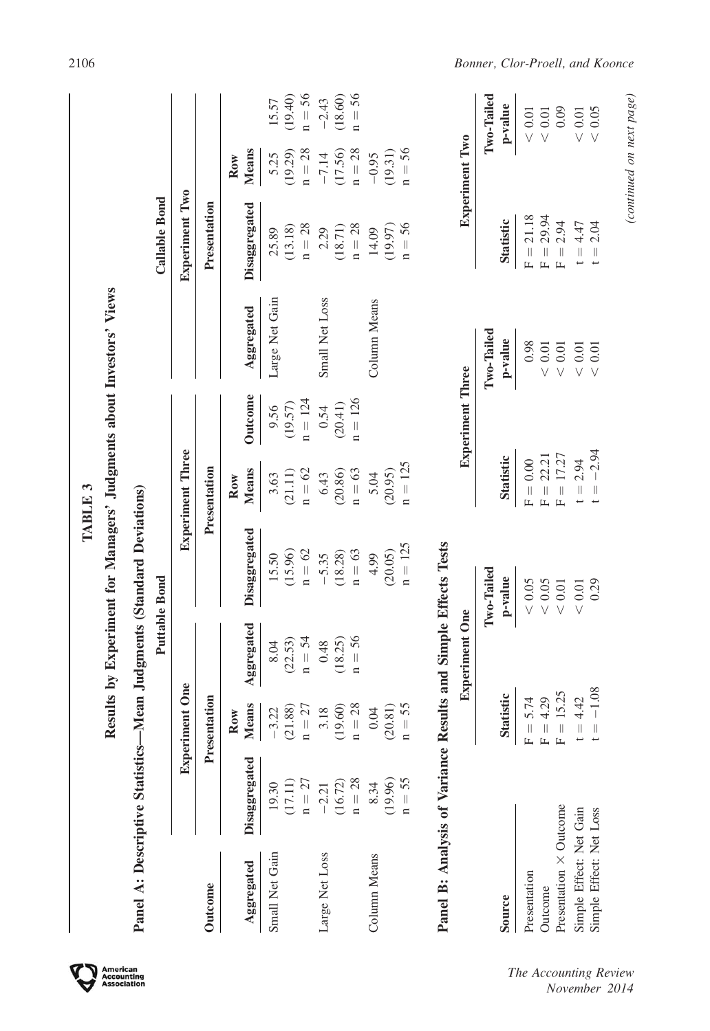**TABLE 3**

**Results by Experiment for Managers' Judgments about Investors' Views**

**Panel A: Descriptive Statistics—Mean Judgments (Standard Deviations)**

| | Puttable Bond | | | | | | | Callable Bond | | | |
|---|---|---|---|---|---|---|---|---|---|---|---|
| | Experiment One | | | Experiment Three | | | | Experiment Two | | | |
| **Outcome** | Presentation | | | Presentation | | | **Outcome** | Presentation | | | |
| **Aggregated** | **Disaggregated** | **Aggregated** | **Row Means** | **Disaggregated** | **Row Means** | **Outcome** | **Aggregated** | **Disaggregated** | **Row Means** | | |
| Small Net Gain | 19.30 (17.11) n = 27 | −3.22 (21.88) n = 27 | 8.04 (22.53) n = 54 | 15.50 (15.96) n = 62 | 3.63 (21.11) n = 62 | 9.56 (19.57) n = 124 | Large Net Gain | 25.89 (13.18) n = 28 | 5.25 (19.29) n = 28 | 15.57 (19.40) n = 56 | |
| Large Net Loss | −2.21 (16.72) n = 28 | 3.18 (19.60) n = 28 | 0.48 (18.25) n = 56 | −5.35 (18.28) n = 63 | 6.43 (20.86) n = 63 | 0.54 (20.41) n = 126 | Small Net Loss | 2.29 (18.71) n = 28 | −7.14 (17.56) n = 28 | −2.43 (18.60) n = 56 | |
| Column Means | 8.34 (19.96) n = 55 | 0.04 (20.81) n = 55 | | 4.99 (20.05) n = 125 | 5.04 (20.95) n = 125 | | Column Means | 14.09 (19.97) n = 56 | −0.95 (19.31) n = 56 | | |

**Panel B: Analysis of Variance Results and Simple Effects Tests**

| | Experiment One | | Experiment Three | | Experiment Two | |
|---|---|---|---|---|---|---|
| **Source** | **Statistic** | **Two-Tailed p-value** | **Statistic** | **Two-Tailed p-value** | **Statistic** | **Two-Tailed p-value** |
| Presentation | F = 5.74 | < 0.05 | F = 0.00 | 0.98 | F = 21.18 | < 0.01 |
| Outcome | F = 4.29 | < 0.05 | F = 22.21 | < 0.01 | F = 29.94 | < 0.01 |
| Presentation × Outcome | F = 15.25 | < 0.01 | F = 17.27 | < 0.01 | F = 2.94 | 0.09 |
| Simple Effect: Net Gain | t = 4.42 | < 0.01 | t = 2.94 | < 0.01 | t = 4.47 | < 0.01 |
| Simple Effect: Net Loss | t = −1.08 | 0.29 | t = −2.94 | < 0.01 | t = 2.04 | < 0.05 |

*(continued on next page)*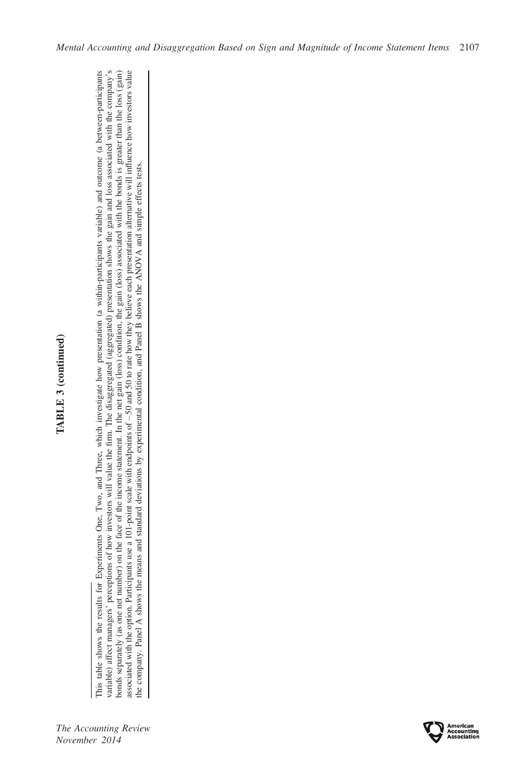**TABLE 3 (continued)**

This table shows the results for Experiments One, Two, and Three, which investigate how presentation (a within-participants variable) and outcome (a between-participants variable) affect managers' perceptions of how investors will value the firm. The disaggregated (aggregated) presentation shows the gain and loss associated with the company's bonds separately (as one net number) on the face of the income statement. In the net gain (loss) condition, the gain (loss) associated with the bonds is greater than the loss (gain) associated with the option. Participants use a 101-point scale with endpoints of −50 and 50 to rate how they believe each presentation alternative will influence how investors value the company. Panel A shows the means and standard deviations by experimental condition, and Panel B shows the ANOVA and simple effects tests.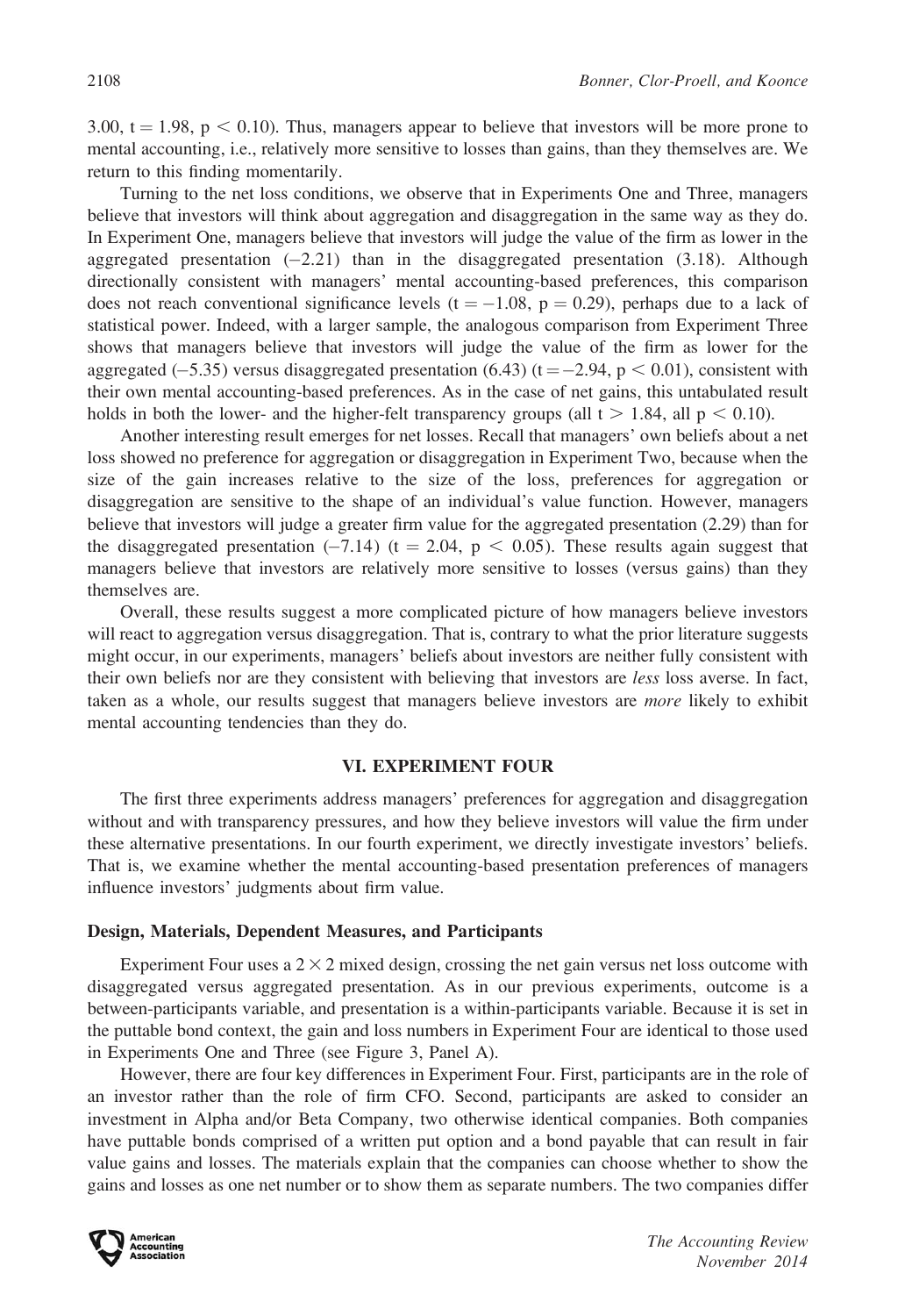3.00, $t = 1.98$, $p < 0.10$). Thus, managers appear to believe that investors will be more prone to mental accounting, i.e., relatively more sensitive to losses than gains, than they themselves are. We return to this finding momentarily.

Turning to the net loss conditions, we observe that in Experiments One and Three, managers believe that investors will think about aggregation and disaggregation in the same way as they do. In Experiment One, managers believe that investors will judge the value of the firm as lower in the aggregated presentation (−2.21) than in the disaggregated presentation (3.18). Although directionally consistent with managers' mental accounting-based preferences, this comparison does not reach conventional significance levels ($t = -1.08$, $p = 0.29$), perhaps due to a lack of statistical power. Indeed, with a larger sample, the analogous comparison from Experiment Three shows that managers believe that investors will judge the value of the firm as lower for the aggregated (−5.35) versus disaggregated presentation (6.43) ($t = -2.94$, $p < 0.01$), consistent with their own mental accounting-based preferences. As in the case of net gains, this untabulated result holds in both the lower- and the higher-felt transparency groups (all $t > 1.84$, all $p < 0.10$).

Another interesting result emerges for net losses. Recall that managers' own beliefs about a net loss showed no preference for aggregation or disaggregation in Experiment Two, because when the size of the gain increases relative to the size of the loss, preferences for aggregation or disaggregation are sensitive to the shape of an individual's value function. However, managers believe that investors will judge a greater firm value for the aggregated presentation (2.29) than for the disaggregated presentation (−7.14) ($t = 2.04$, $p < 0.05$). These results again suggest that managers believe that investors are relatively more sensitive to losses (versus gains) than they themselves are.

Overall, these results suggest a more complicated picture of how managers believe investors will react to aggregation versus disaggregation. That is, contrary to what the prior literature suggests might occur, in our experiments, managers' beliefs about investors are neither fully consistent with their own beliefs nor are they consistent with believing that investors are *less* loss averse. In fact, taken as a whole, our results suggest that managers believe investors are *more* likely to exhibit mental accounting tendencies than they do.

## VI. EXPERIMENT FOUR

The first three experiments address managers' preferences for aggregation and disaggregation without and with transparency pressures, and how they believe investors will value the firm under these alternative presentations. In our fourth experiment, we directly investigate investors' beliefs. That is, we examine whether the mental accounting-based presentation preferences of managers influence investors' judgments about firm value.

### Design, Materials, Dependent Measures, and Participants

Experiment Four uses a $2 \times 2$ mixed design, crossing the net gain versus net loss outcome with disaggregated versus aggregated presentation. As in our previous experiments, outcome is a between-participants variable, and presentation is a within-participants variable. Because it is set in the puttable bond context, the gain and loss numbers in Experiment Four are identical to those used in Experiments One and Three (see Figure 3, Panel A).

However, there are four key differences in Experiment Four. First, participants are in the role of an investor rather than the role of firm CFO. Second, participants are asked to consider an investment in Alpha and/or Beta Company, two otherwise identical companies. Both companies have puttable bonds comprised of a written put option and a bond payable that can result in fair value gains and losses. The materials explain that the companies can choose whether to show the gains and losses as one net number or to show them as separate numbers. The two companies differ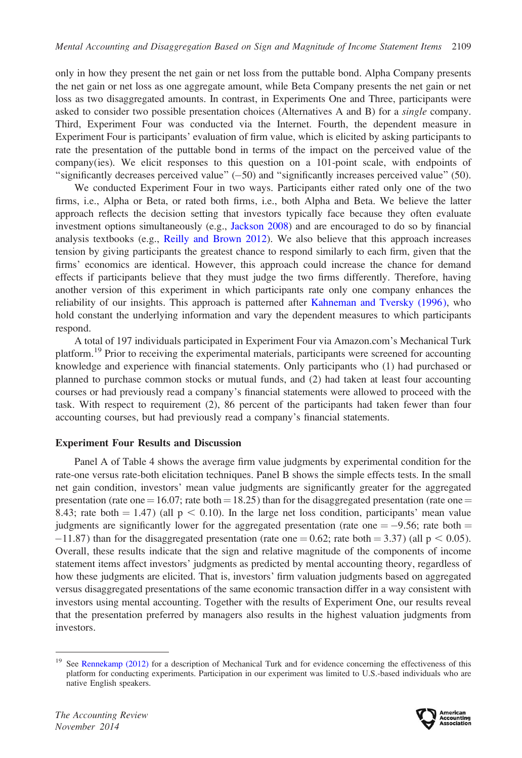only in how they present the net gain or net loss from the puttable bond. Alpha Company presents the net gain or net loss as one aggregate amount, while Beta Company presents the net gain or net loss as two disaggregated amounts. In contrast, in Experiments One and Three, participants were asked to consider two possible presentation choices (Alternatives A and B) for a *single* company. Third, Experiment Four was conducted via the Internet. Fourth, the dependent measure in Experiment Four is participants' evaluation of firm value, which is elicited by asking participants to rate the presentation of the puttable bond in terms of the impact on the perceived value of the company(ies). We elicit responses to this question on a 101-point scale, with endpoints of "significantly decreases perceived value" (−50) and "significantly increases perceived value" (50).

We conducted Experiment Four in two ways. Participants either rated only one of the two firms, i.e., Alpha or Beta, or rated both firms, i.e., both Alpha and Beta. We believe the latter approach reflects the decision setting that investors typically face because they often evaluate investment options simultaneously (e.g., Jackson 2008) and are encouraged to do so by financial analysis textbooks (e.g., Reilly and Brown 2012). We also believe that this approach increases tension by giving participants the greatest chance to respond similarly to each firm, given that the firms' economics are identical. However, this approach could increase the chance for demand effects if participants believe that they must judge the two firms differently. Therefore, having another version of this experiment in which participants rate only one company enhances the reliability of our insights. This approach is patterned after Kahneman and Tversky (1996), who hold constant the underlying information and vary the dependent measures to which participants respond.

A total of 197 individuals participated in Experiment Four via Amazon.com's Mechanical Turk platform.[19] Prior to receiving the experimental materials, participants were screened for accounting knowledge and experience with financial statements. Only participants who (1) had purchased or planned to purchase common stocks or mutual funds, and (2) had taken at least four accounting courses or had previously read a company's financial statements were allowed to proceed with the task. With respect to requirement (2), 86 percent of the participants had taken fewer than four accounting courses, but had previously read a company's financial statements.

### Experiment Four Results and Discussion

Panel A of Table 4 shows the average firm value judgments by experimental condition for the rate-one versus rate-both elicitation techniques. Panel B shows the simple effects tests. In the small net gain condition, investors' mean value judgments are significantly greater for the aggregated presentation (rate one = 16.07; rate both = 18.25) than for the disaggregated presentation (rate one = 8.43; rate both = 1.47) (all $p < 0.10$). In the large net loss condition, participants' mean value judgments are significantly lower for the aggregated presentation (rate one = −9.56; rate both = −11.87) than for the disaggregated presentation (rate one = 0.62; rate both = 3.37) (all $p < 0.05$). Overall, these results indicate that the sign and relative magnitude of the components of income statement items affect investors' judgments as predicted by mental accounting theory, regardless of how these judgments are elicited. That is, investors' firm valuation judgments based on aggregated versus disaggregated presentations of the same economic transaction differ in a way consistent with investors using mental accounting. Together with the results of Experiment One, our results reveal that the presentation preferred by managers also results in the highest valuation judgments from investors.

---

[19] See Rennekamp (2012) for a description of Mechanical Turk and for evidence concerning the effectiveness of this platform for conducting experiments. Participation in our experiment was limited to U.S.-based individuals who are native English speakers.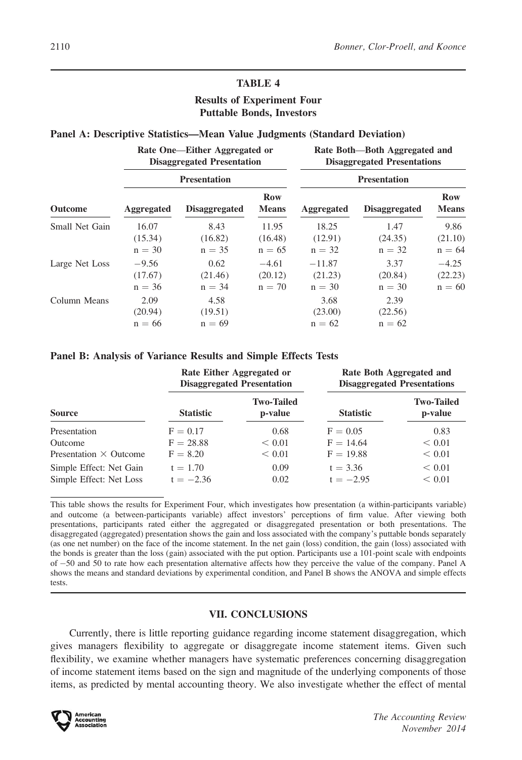## TABLE 4

### Results of Experiment Four
### Puttable Bonds, Investors

#### Panel A: Descriptive Statistics—Mean Value Judgments (Standard Deviation)

| | Rate One—Either Aggregated or Disaggregated Presentation | | | Rate Both—Both Aggregated and Disaggregated Presentations | | |
|---|---|---|---|---|---|---|
| | Presentation | | | Presentation | | |
| Outcome | Aggregated | Disaggregated | Row Means | Aggregated | Disaggregated | Row Means |
| Small Net Gain | 16.07<br>(15.34)<br>n = 30 | 8.43<br>(16.82)<br>n = 35 | 11.95<br>(16.48)<br>n = 65 | 18.25<br>(12.91)<br>n = 32 | 1.47<br>(24.35)<br>n = 32 | 9.86<br>(21.10)<br>n = 64 |
| Large Net Loss | −9.56<br>(17.67)<br>n = 36 | 0.62<br>(21.46)<br>n = 34 | −4.61<br>(20.12)<br>n = 70 | −11.87<br>(21.23)<br>n = 30 | 3.37<br>(20.84)<br>n = 30 | −4.25<br>(22.23)<br>n = 60 |
| Column Means | 2.09<br>(20.94)<br>n = 66 | 4.58<br>(19.51)<br>n = 69 | | 3.68<br>(23.00)<br>n = 62 | 2.39<br>(22.56)<br>n = 62 | |

#### Panel B: Analysis of Variance Results and Simple Effects Tests

| | Rate Either Aggregated or Disaggregated Presentation | | Rate Both Aggregated and Disaggregated Presentations | |
|---|---|---|---|---|
| Source | Statistic | Two-Tailed p-value | Statistic | Two-Tailed p-value |
| Presentation | F = 0.17 | 0.68 | F = 0.05 | 0.83 |
| Outcome | F = 28.88 | < 0.01 | F = 14.64 | < 0.01 |
| Presentation × Outcome | F = 8.20 | < 0.01 | F = 19.88 | < 0.01 |
| Simple Effect: Net Gain | t = 1.70 | 0.09 | t = 3.36 | < 0.01 |
| Simple Effect: Net Loss | t = −2.36 | 0.02 | t = −2.95 | < 0.01 |

This table shows the results for Experiment Four, which investigates how presentation (a within-participants variable) and outcome (a between-participants variable) affect investors' perceptions of firm value. After viewing both presentations, participants rated either the aggregated or disaggregated presentation or both presentations. The disaggregated (aggregated) presentation shows the gain and loss associated with the company's puttable bonds separately (as one net number) on the face of the income statement. In the net gain (loss) condition, the gain (loss) associated with the bonds is greater than the loss (gain) associated with the put option. Participants use a 101-point scale with endpoints of −50 and 50 to rate how each presentation alternative affects how they perceive the value of the company. Panel A shows the means and standard deviations by experimental condition, and Panel B shows the ANOVA and simple effects tests.

## VII. CONCLUSIONS

Currently, there is little reporting guidance regarding income statement disaggregation, which gives managers flexibility to aggregate or disaggregate income statement items. Given such flexibility, we examine whether managers have systematic preferences concerning disaggregation of income statement items based on the sign and magnitude of the underlying components of those items, as predicted by mental accounting theory. We also investigate whether the effect of mental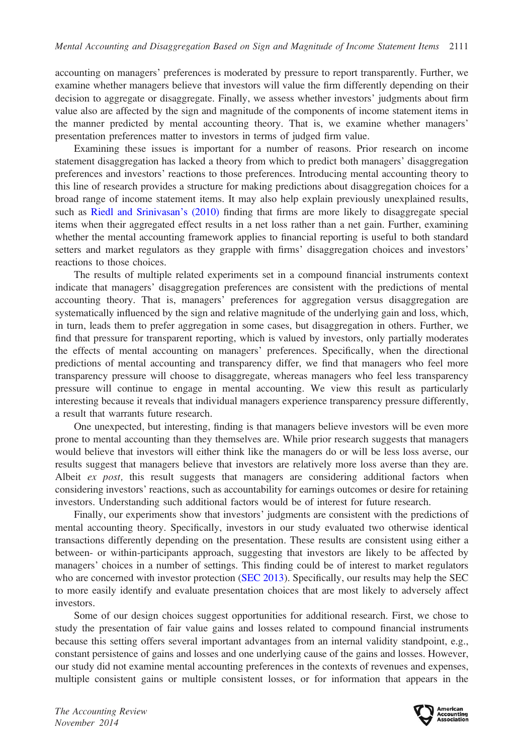accounting on managers' preferences is moderated by pressure to report transparently. Further, we examine whether managers believe that investors will value the firm differently depending on their decision to aggregate or disaggregate. Finally, we assess whether investors' judgments about firm value also are affected by the sign and magnitude of the components of income statement items in the manner predicted by mental accounting theory. That is, we examine whether managers' presentation preferences matter to investors in terms of judged firm value.

Examining these issues is important for a number of reasons. Prior research on income statement disaggregation has lacked a theory from which to predict both managers' disaggregation preferences and investors' reactions to those preferences. Introducing mental accounting theory to this line of research provides a structure for making predictions about disaggregation choices for a broad range of income statement items. It may also help explain previously unexplained results, such as Riedl and Srinivasan's (2010) finding that firms are more likely to disaggregate special items when their aggregated effect results in a net loss rather than a net gain. Further, examining whether the mental accounting framework applies to financial reporting is useful to both standard setters and market regulators as they grapple with firms' disaggregation choices and investors' reactions to those choices.

The results of multiple related experiments set in a compound financial instruments context indicate that managers' disaggregation preferences are consistent with the predictions of mental accounting theory. That is, managers' preferences for aggregation versus disaggregation are systematically influenced by the sign and relative magnitude of the underlying gain and loss, which, in turn, leads them to prefer aggregation in some cases, but disaggregation in others. Further, we find that pressure for transparent reporting, which is valued by investors, only partially moderates the effects of mental accounting on managers' preferences. Specifically, when the directional predictions of mental accounting and transparency differ, we find that managers who feel more transparency pressure will choose to disaggregate, whereas managers who feel less transparency pressure will continue to engage in mental accounting. We view this result as particularly interesting because it reveals that individual managers experience transparency pressure differently, a result that warrants future research.

One unexpected, but interesting, finding is that managers believe investors will be even more prone to mental accounting than they themselves are. While prior research suggests that managers would believe that investors will either think like the managers do or will be less loss averse, our results suggest that managers believe that investors are relatively more loss averse than they are. Albeit *ex post,* this result suggests that managers are considering additional factors when considering investors' reactions, such as accountability for earnings outcomes or desire for retaining investors. Understanding such additional factors would be of interest for future research.

Finally, our experiments show that investors' judgments are consistent with the predictions of mental accounting theory. Specifically, investors in our study evaluated two otherwise identical transactions differently depending on the presentation. These results are consistent using either a between- or within-participants approach, suggesting that investors are likely to be affected by managers' choices in a number of settings. This finding could be of interest to market regulators who are concerned with investor protection (SEC 2013). Specifically, our results may help the SEC to more easily identify and evaluate presentation choices that are most likely to adversely affect investors.

Some of our design choices suggest opportunities for additional research. First, we chose to study the presentation of fair value gains and losses related to compound financial instruments because this setting offers several important advantages from an internal validity standpoint, e.g., constant persistence of gains and losses and one underlying cause of the gains and losses. However, our study did not examine mental accounting preferences in the contexts of revenues and expenses, multiple consistent gains or multiple consistent losses, or for information that appears in the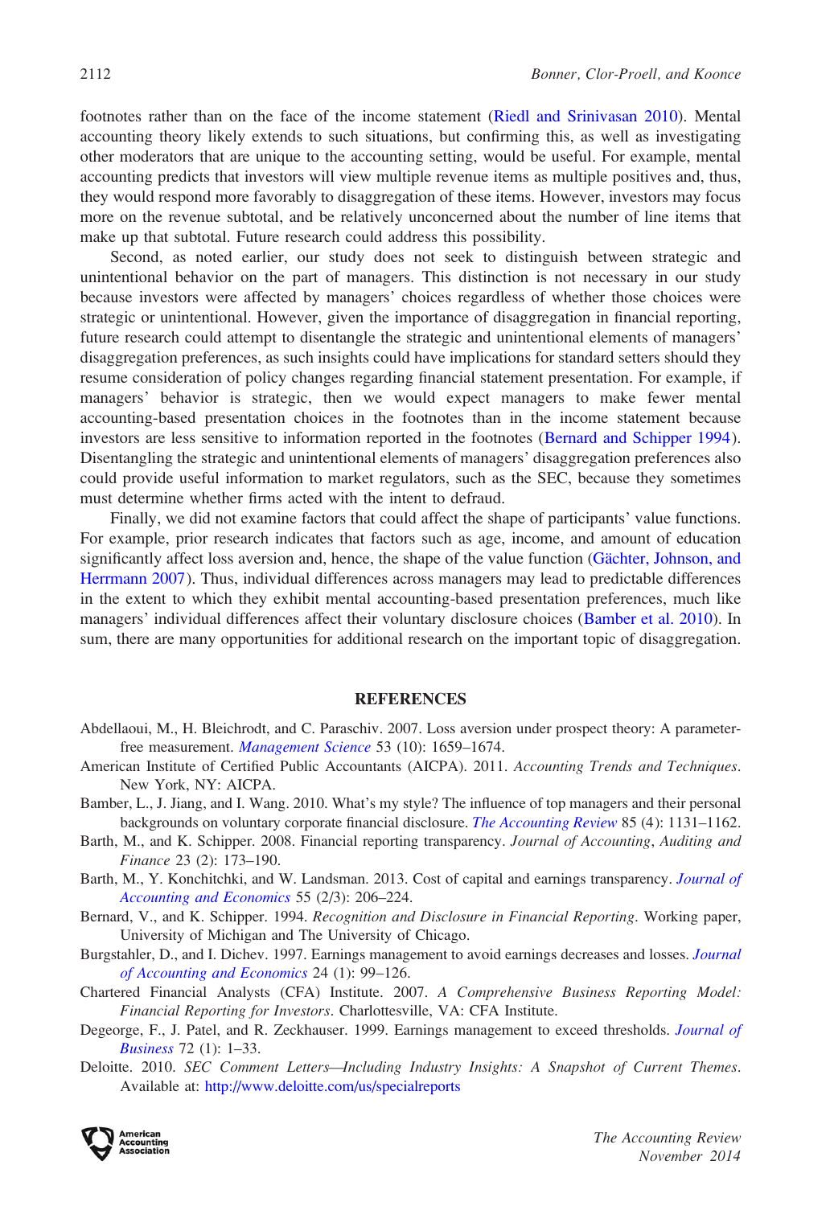footnotes rather than on the face of the income statement (Riedl and Srinivasan 2010). Mental accounting theory likely extends to such situations, but confirming this, as well as investigating other moderators that are unique to the accounting setting, would be useful. For example, mental accounting predicts that investors will view multiple revenue items as multiple positives and, thus, they would respond more favorably to disaggregation of these items. However, investors may focus more on the revenue subtotal, and be relatively unconcerned about the number of line items that make up that subtotal. Future research could address this possibility.

Second, as noted earlier, our study does not seek to distinguish between strategic and unintentional behavior on the part of managers. This distinction is not necessary in our study because investors were affected by managers' choices regardless of whether those choices were strategic or unintentional. However, given the importance of disaggregation in financial reporting, future research could attempt to disentangle the strategic and unintentional elements of managers' disaggregation preferences, as such insights could have implications for standard setters should they resume consideration of policy changes regarding financial statement presentation. For example, if managers' behavior is strategic, then we would expect managers to make fewer mental accounting-based presentation choices in the footnotes than in the income statement because investors are less sensitive to information reported in the footnotes (Bernard and Schipper 1994). Disentangling the strategic and unintentional elements of managers' disaggregation preferences also could provide useful information to market regulators, such as the SEC, because they sometimes must determine whether firms acted with the intent to defraud.

Finally, we did not examine factors that could affect the shape of participants' value functions. For example, prior research indicates that factors such as age, income, and amount of education significantly affect loss aversion and, hence, the shape of the value function (Gächter, Johnson, and Herrmann 2007). Thus, individual differences across managers may lead to predictable differences in the extent to which they exhibit mental accounting-based presentation preferences, much like managers' individual differences affect their voluntary disclosure choices (Bamber et al. 2010). In sum, there are many opportunities for additional research on the important topic of disaggregation.

## REFERENCES

Abdellaoui, M., H. Bleichrodt, and C. Paraschiv. 2007. Loss aversion under prospect theory: A parameter-free measurement. *Management Science* 53 (10): 1659–1674.

American Institute of Certified Public Accountants (AICPA). 2011. *Accounting Trends and Techniques*. New York, NY: AICPA.

Bamber, L., J. Jiang, and I. Wang. 2010. What's my style? The influence of top managers and their personal backgrounds on voluntary corporate financial disclosure. *The Accounting Review* 85 (4): 1131–1162.

Barth, M., and K. Schipper. 2008. Financial reporting transparency. *Journal of Accounting, Auditing and Finance* 23 (2): 173–190.

Barth, M., Y. Konchitchki, and W. Landsman. 2013. Cost of capital and earnings transparency. *Journal of Accounting and Economics* 55 (2/3): 206–224.

Bernard, V., and K. Schipper. 1994. *Recognition and Disclosure in Financial Reporting*. Working paper, University of Michigan and The University of Chicago.

Burgstahler, D., and I. Dichev. 1997. Earnings management to avoid earnings decreases and losses. *Journal of Accounting and Economics* 24 (1): 99–126.

Chartered Financial Analysts (CFA) Institute. 2007. *A Comprehensive Business Reporting Model: Financial Reporting for Investors*. Charlottesville, VA: CFA Institute.

Degeorge, F., J. Patel, and R. Zeckhauser. 1999. Earnings management to exceed thresholds. *Journal of Business* 72 (1): 1–33.

Deloitte. 2010. *SEC Comment Letters—Including Industry Insights: A Snapshot of Current Themes*. Available at: http://www.deloitte.com/us/specialreports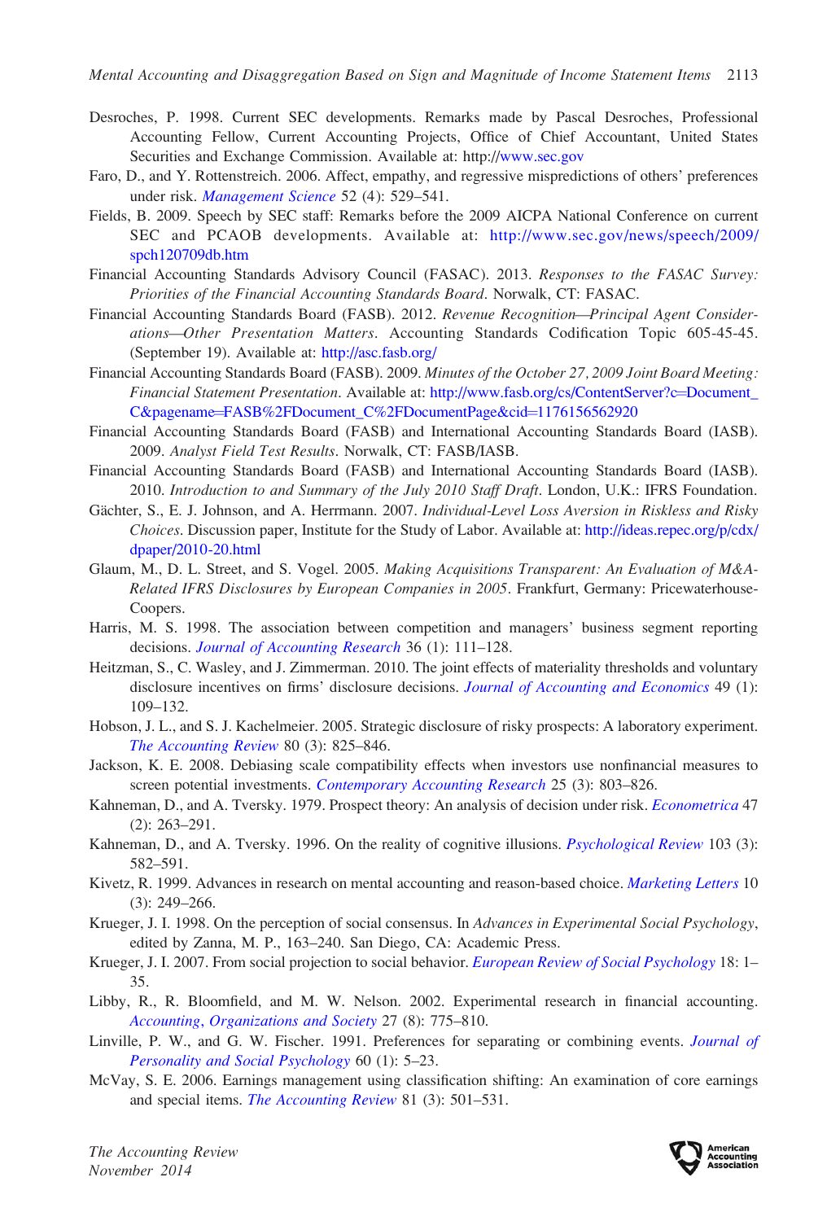Desroches, P. 1998. Current SEC developments. Remarks made by Pascal Desroches, Professional Accounting Fellow, Current Accounting Projects, Office of Chief Accountant, United States Securities and Exchange Commission. Available at: http://www.sec.gov

Faro, D., and Y. Rottenstreich. 2006. Affect, empathy, and regressive mispredictions of others' preferences under risk. *Management Science* 52 (4): 529–541.

Fields, B. 2009. Speech by SEC staff: Remarks before the 2009 AICPA National Conference on current SEC and PCAOB developments. Available at: http://www.sec.gov/news/speech/2009/spch120709db.htm

Financial Accounting Standards Advisory Council (FASAC). 2013. *Responses to the FASAC Survey: Priorities of the Financial Accounting Standards Board*. Norwalk, CT: FASAC.

Financial Accounting Standards Board (FASB). 2012. *Revenue Recognition—Principal Agent Considerations—Other Presentation Matters*. Accounting Standards Codification Topic 605-45-45. (September 19). Available at: http://asc.fasb.org/

Financial Accounting Standards Board (FASB). 2009. *Minutes of the October 27, 2009 Joint Board Meeting: Financial Statement Presentation*. Available at: http://www.fasb.org/cs/ContentServer?c=Document_C&pagename=FASB%2FDocument_C%2FDocumentPage&cid=1176156562920

Financial Accounting Standards Board (FASB) and International Accounting Standards Board (IASB). 2009. *Analyst Field Test Results*. Norwalk, CT: FASB/IASB.

Financial Accounting Standards Board (FASB) and International Accounting Standards Board (IASB). 2010. *Introduction to and Summary of the July 2010 Staff Draft*. London, U.K.: IFRS Foundation.

Gächter, S., E. J. Johnson, and A. Herrmann. 2007. *Individual-Level Loss Aversion in Riskless and Risky Choices*. Discussion paper, Institute for the Study of Labor. Available at: http://ideas.repec.org/p/cdx/dpaper/2010-20.html

Glaum, M., D. L. Street, and S. Vogel. 2005. *Making Acquisitions Transparent: An Evaluation of M&A-Related IFRS Disclosures by European Companies in 2005*. Frankfurt, Germany: PricewaterhouseCoopers.

Harris, M. S. 1998. The association between competition and managers' business segment reporting decisions. *Journal of Accounting Research* 36 (1): 111–128.

Heitzman, S., C. Wasley, and J. Zimmerman. 2010. The joint effects of materiality thresholds and voluntary disclosure incentives on firms' disclosure decisions. *Journal of Accounting and Economics* 49 (1): 109–132.

Hobson, J. L., and S. J. Kachelmeier. 2005. Strategic disclosure of risky prospects: A laboratory experiment. *The Accounting Review* 80 (3): 825–846.

Jackson, K. E. 2008. Debiasing scale compatibility effects when investors use nonfinancial measures to screen potential investments. *Contemporary Accounting Research* 25 (3): 803–826.

Kahneman, D., and A. Tversky. 1979. Prospect theory: An analysis of decision under risk. *Econometrica* 47 (2): 263–291.

Kahneman, D., and A. Tversky. 1996. On the reality of cognitive illusions. *Psychological Review* 103 (3): 582–591.

Kivetz, R. 1999. Advances in research on mental accounting and reason-based choice. *Marketing Letters* 10 (3): 249–266.

Krueger, J. I. 1998. On the perception of social consensus. In *Advances in Experimental Social Psychology*, edited by Zanna, M. P., 163–240. San Diego, CA: Academic Press.

Krueger, J. I. 2007. From social projection to social behavior. *European Review of Social Psychology* 18: 1–35.

Libby, R., R. Bloomfield, and M. W. Nelson. 2002. Experimental research in financial accounting. *Accounting, Organizations and Society* 27 (8): 775–810.

Linville, P. W., and G. W. Fischer. 1991. Preferences for separating or combining events. *Journal of Personality and Social Psychology* 60 (1): 5–23.

McVay, S. E. 2006. Earnings management using classification shifting: An examination of core earnings and special items. *The Accounting Review* 81 (3): 501–531.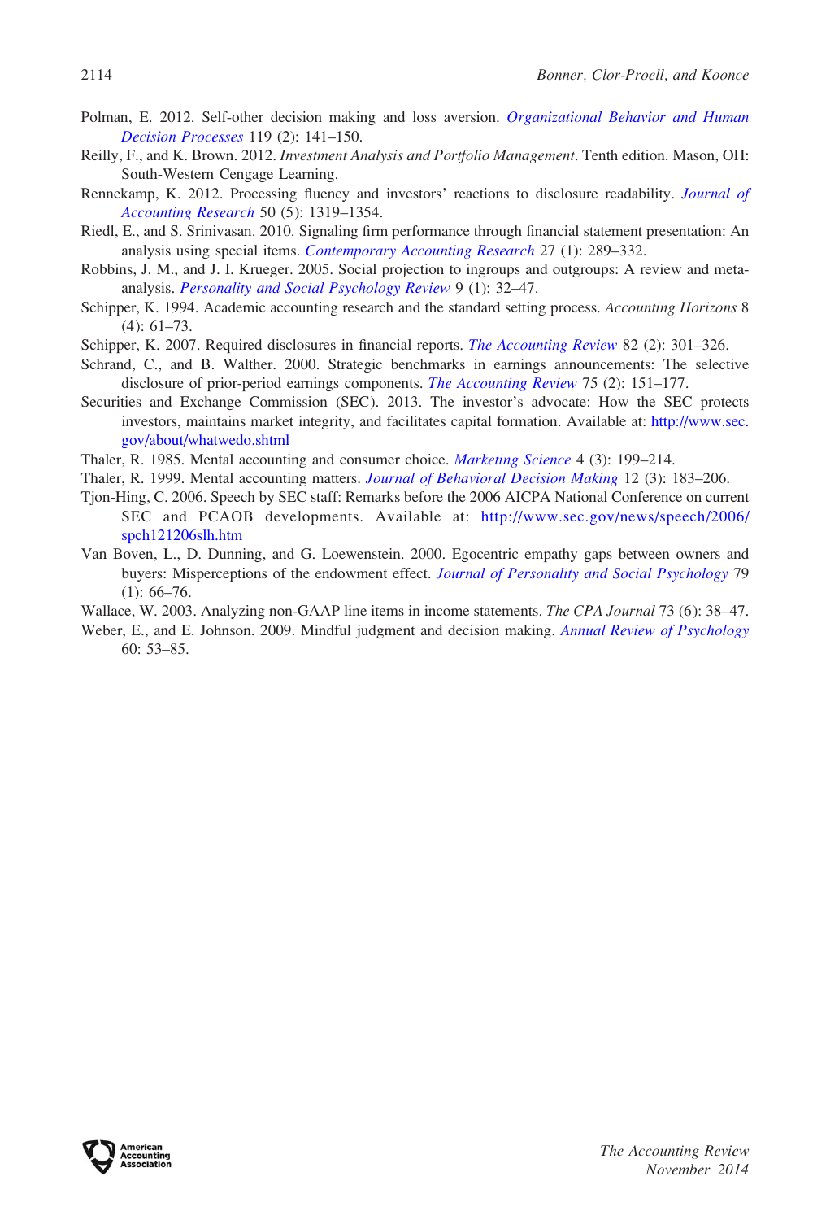Polman, E. 2012. Self-other decision making and loss aversion. *Organizational Behavior and Human Decision Processes* 119 (2): 141–150.

Reilly, F., and K. Brown. 2012. *Investment Analysis and Portfolio Management*. Tenth edition. Mason, OH: South-Western Cengage Learning.

Rennekamp, K. 2012. Processing fluency and investors' reactions to disclosure readability. *Journal of Accounting Research* 50 (5): 1319–1354.

Riedl, E., and S. Srinivasan. 2010. Signaling firm performance through financial statement presentation: An analysis using special items. *Contemporary Accounting Research* 27 (1): 289–332.

Robbins, J. M., and J. I. Krueger. 2005. Social projection to ingroups and outgroups: A review and meta-analysis. *Personality and Social Psychology Review* 9 (1): 32–47.

Schipper, K. 1994. Academic accounting research and the standard setting process. *Accounting Horizons* 8 (4): 61–73.

Schipper, K. 2007. Required disclosures in financial reports. *The Accounting Review* 82 (2): 301–326.

Schrand, C., and B. Walther. 2000. Strategic benchmarks in earnings announcements: The selective disclosure of prior-period earnings components. *The Accounting Review* 75 (2): 151–177.

Securities and Exchange Commission (SEC). 2013. The investor's advocate: How the SEC protects investors, maintains market integrity, and facilitates capital formation. Available at: http://www.sec.gov/about/whatwedo.shtml

Thaler, R. 1985. Mental accounting and consumer choice. *Marketing Science* 4 (3): 199–214.

Thaler, R. 1999. Mental accounting matters. *Journal of Behavioral Decision Making* 12 (3): 183–206.

Tjon-Hing, C. 2006. Speech by SEC staff: Remarks before the 2006 AICPA National Conference on current SEC and PCAOB developments. Available at: http://www.sec.gov/news/speech/2006/spch121206slh.htm

Van Boven, L., D. Dunning, and G. Loewenstein. 2000. Egocentric empathy gaps between owners and buyers: Misperceptions of the endowment effect. *Journal of Personality and Social Psychology* 79 (1): 66–76.

Wallace, W. 2003. Analyzing non-GAAP line items in income statements. *The CPA Journal* 73 (6): 38–47.

Weber, E., and E. Johnson. 2009. Mindful judgment and decision making. *Annual Review of Psychology* 60: 53–85.